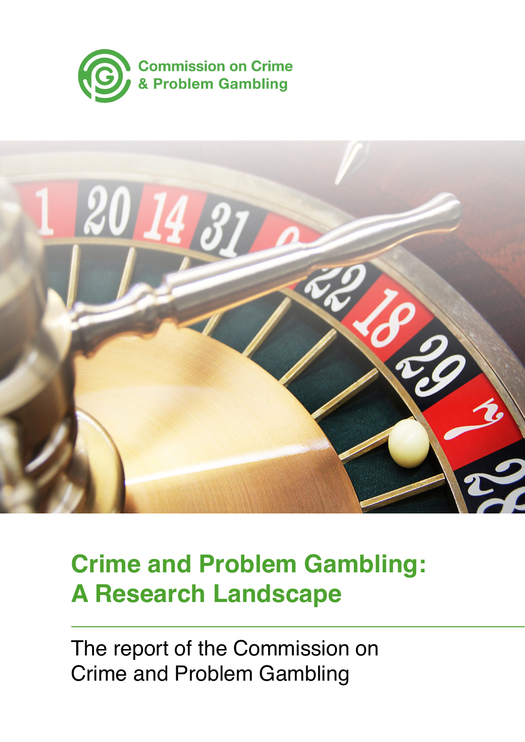Commission on Crime & Problem Gambling

# Crime and Problem Gambling: A Research Landscape

The report of the Commission on Crime and Problem Gambling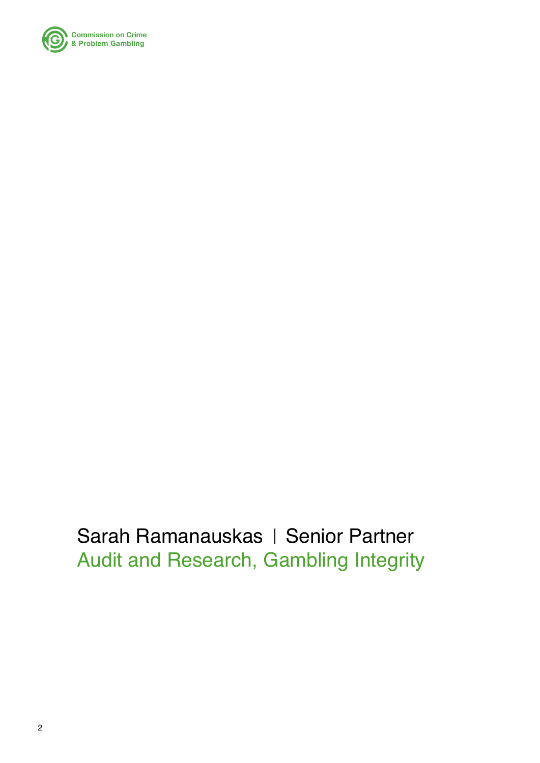Sarah Ramanauskas | Senior Partner

Audit and Research, Gambling Integrity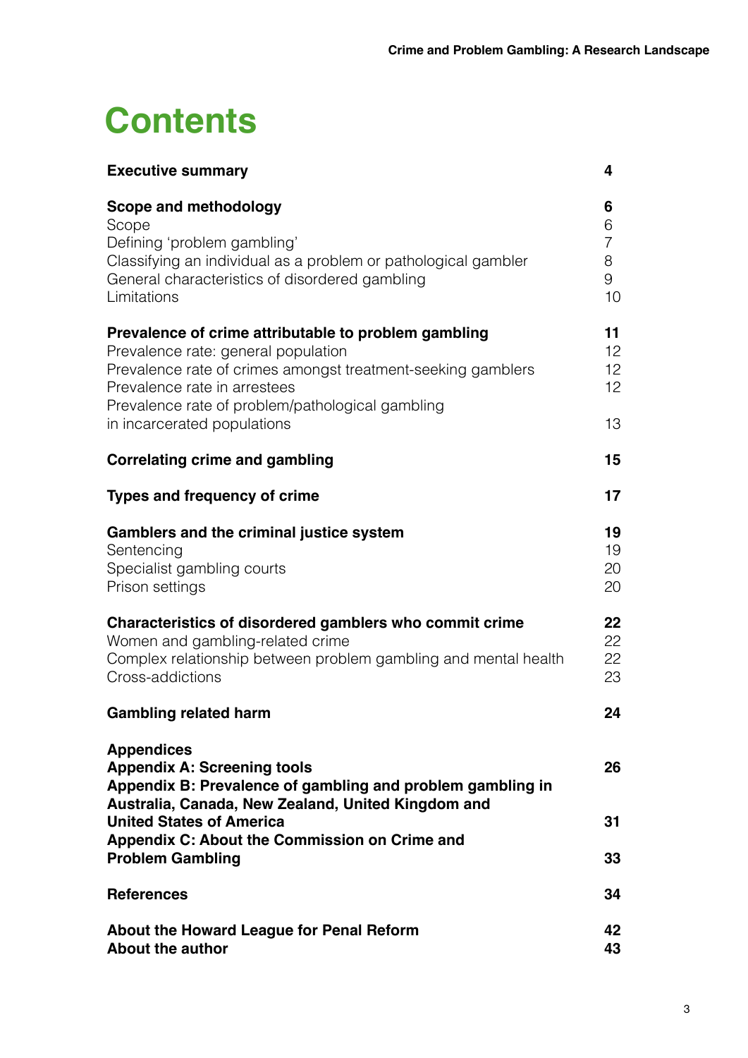# Contents

| | |
|---|---|
| **Executive summary** | **4** |
| **Scope and methodology** | **6** |
| Scope | 6 |
| Defining 'problem gambling' | 7 |
| Classifying an individual as a problem or pathological gambler | 8 |
| General characteristics of disordered gambling | 9 |
| Limitations | 10 |
| **Prevalence of crime attributable to problem gambling** | **11** |
| Prevalence rate: general population | 12 |
| Prevalence rate of crimes amongst treatment-seeking gamblers | 12 |
| Prevalence rate in arrestees | 12 |
| Prevalence rate of problem/pathological gambling in incarcerated populations | 13 |
| **Correlating crime and gambling** | **15** |
| **Types and frequency of crime** | **17** |
| **Gamblers and the criminal justice system** | **19** |
| Sentencing | 19 |
| Specialist gambling courts | 20 |
| Prison settings | 20 |
| **Characteristics of disordered gamblers who commit crime** | **22** |
| Women and gambling-related crime | 22 |
| Complex relationship between problem gambling and mental health | 22 |
| Cross-addictions | 23 |
| **Gambling related harm** | **24** |
| **Appendices** | |
| **Appendix A: Screening tools** | **26** |
| **Appendix B: Prevalence of gambling and problem gambling in Australia, Canada, New Zealand, United Kingdom and United States of America** | **31** |
| **Appendix C: About the Commission on Crime and Problem Gambling** | **33** |
| **References** | **34** |
| **About the Howard League for Penal Reform** | **42** |
| **About the author** | **43** |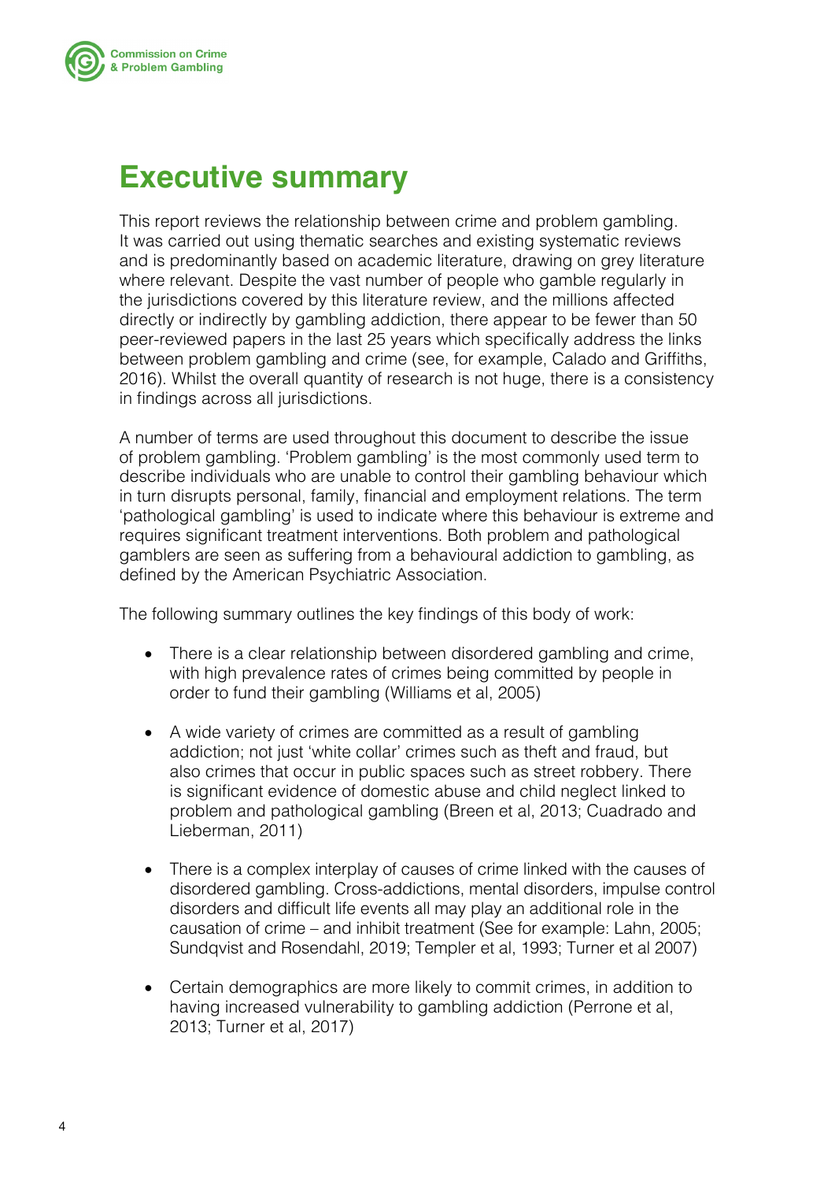# Executive summary

This report reviews the relationship between crime and problem gambling. It was carried out using thematic searches and existing systematic reviews and is predominantly based on academic literature, drawing on grey literature where relevant. Despite the vast number of people who gamble regularly in the jurisdictions covered by this literature review, and the millions affected directly or indirectly by gambling addiction, there appear to be fewer than 50 peer-reviewed papers in the last 25 years which specifically address the links between problem gambling and crime (see, for example, Calado and Griffiths, 2016). Whilst the overall quantity of research is not huge, there is a consistency in findings across all jurisdictions.

A number of terms are used throughout this document to describe the issue of problem gambling. 'Problem gambling' is the most commonly used term to describe individuals who are unable to control their gambling behaviour which in turn disrupts personal, family, financial and employment relations. The term 'pathological gambling' is used to indicate where this behaviour is extreme and requires significant treatment interventions. Both problem and pathological gamblers are seen as suffering from a behavioural addiction to gambling, as defined by the American Psychiatric Association.

The following summary outlines the key findings of this body of work:

- There is a clear relationship between disordered gambling and crime, with high prevalence rates of crimes being committed by people in order to fund their gambling (Williams et al, 2005)
- A wide variety of crimes are committed as a result of gambling addiction; not just 'white collar' crimes such as theft and fraud, but also crimes that occur in public spaces such as street robbery. There is significant evidence of domestic abuse and child neglect linked to problem and pathological gambling (Breen et al, 2013; Cuadrado and Lieberman, 2011)
- There is a complex interplay of causes of crime linked with the causes of disordered gambling. Cross-addictions, mental disorders, impulse control disorders and difficult life events all may play an additional role in the causation of crime – and inhibit treatment (See for example: Lahn, 2005; Sundqvist and Rosendahl, 2019; Templer et al, 1993; Turner et al 2007)
- Certain demographics are more likely to commit crimes, in addition to having increased vulnerability to gambling addiction (Perrone et al, 2013; Turner et al, 2017)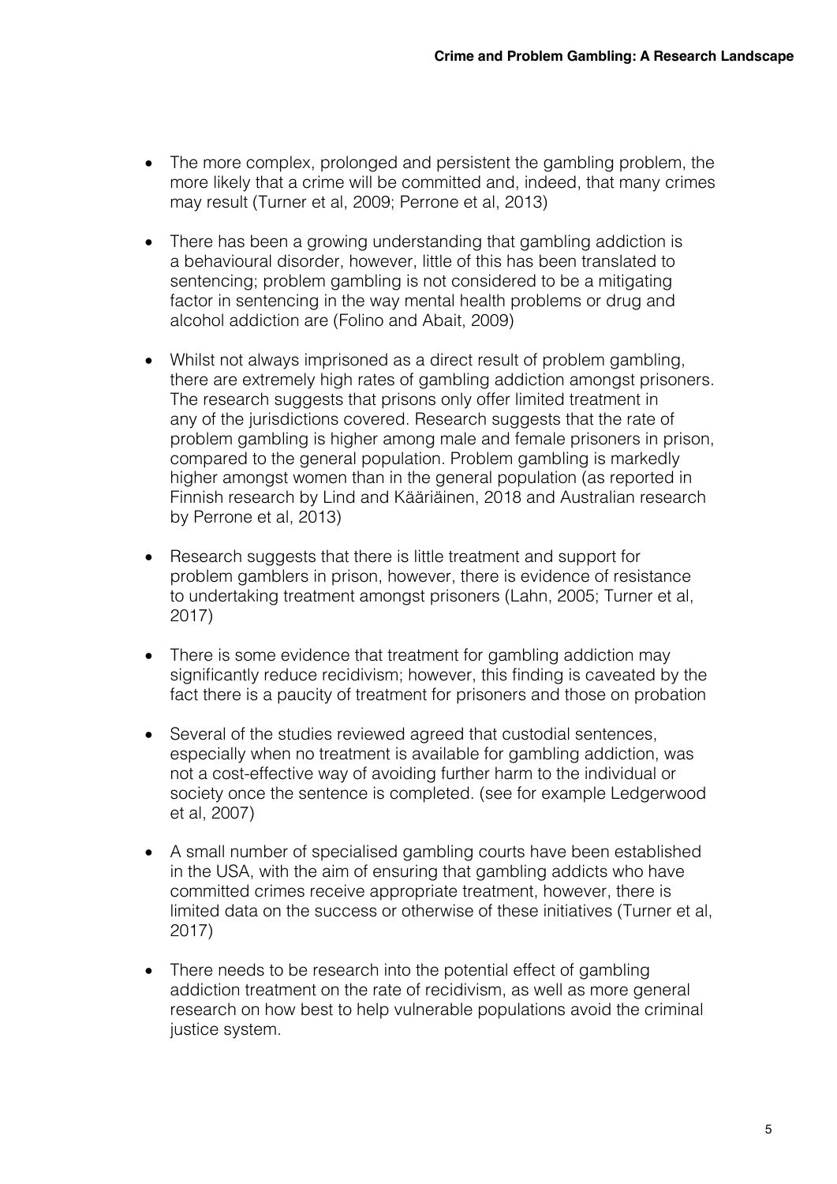- The more complex, prolonged and persistent the gambling problem, the more likely that a crime will be committed and, indeed, that many crimes may result (Turner et al, 2009; Perrone et al, 2013)

- There has been a growing understanding that gambling addiction is a behavioural disorder, however, little of this has been translated to sentencing; problem gambling is not considered to be a mitigating factor in sentencing in the way mental health problems or drug and alcohol addiction are (Folino and Abait, 2009)

- Whilst not always imprisoned as a direct result of problem gambling, there are extremely high rates of gambling addiction amongst prisoners. The research suggests that prisons only offer limited treatment in any of the jurisdictions covered. Research suggests that the rate of problem gambling is higher among male and female prisoners in prison, compared to the general population. Problem gambling is markedly higher amongst women than in the general population (as reported in Finnish research by Lind and Kääriäinen, 2018 and Australian research by Perrone et al, 2013)

- Research suggests that there is little treatment and support for problem gamblers in prison, however, there is evidence of resistance to undertaking treatment amongst prisoners (Lahn, 2005; Turner et al, 2017)

- There is some evidence that treatment for gambling addiction may significantly reduce recidivism; however, this finding is caveated by the fact there is a paucity of treatment for prisoners and those on probation

- Several of the studies reviewed agreed that custodial sentences, especially when no treatment is available for gambling addiction, was not a cost-effective way of avoiding further harm to the individual or society once the sentence is completed. (see for example Ledgerwood et al, 2007)

- A small number of specialised gambling courts have been established in the USA, with the aim of ensuring that gambling addicts who have committed crimes receive appropriate treatment, however, there is limited data on the success or otherwise of these initiatives (Turner et al, 2017)

- There needs to be research into the potential effect of gambling addiction treatment on the rate of recidivism, as well as more general research on how best to help vulnerable populations avoid the criminal justice system.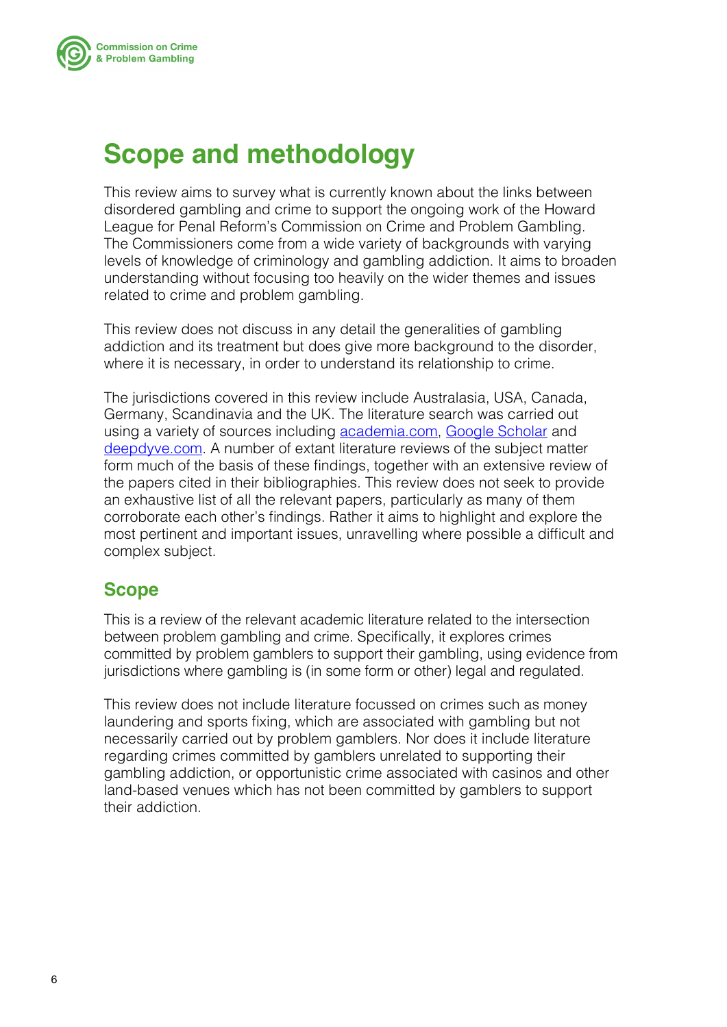# Scope and methodology

This review aims to survey what is currently known about the links between disordered gambling and crime to support the ongoing work of the Howard League for Penal Reform's Commission on Crime and Problem Gambling. The Commissioners come from a wide variety of backgrounds with varying levels of knowledge of criminology and gambling addiction. It aims to broaden understanding without focusing too heavily on the wider themes and issues related to crime and problem gambling.

This review does not discuss in any detail the generalities of gambling addiction and its treatment but does give more background to the disorder, where it is necessary, in order to understand its relationship to crime.

The jurisdictions covered in this review include Australasia, USA, Canada, Germany, Scandinavia and the UK. The literature search was carried out using a variety of sources including academia.com, Google Scholar and deepdyve.com. A number of extant literature reviews of the subject matter form much of the basis of these findings, together with an extensive review of the papers cited in their bibliographies. This review does not seek to provide an exhaustive list of all the relevant papers, particularly as many of them corroborate each other's findings. Rather it aims to highlight and explore the most pertinent and important issues, unravelling where possible a difficult and complex subject.

## Scope

This is a review of the relevant academic literature related to the intersection between problem gambling and crime. Specifically, it explores crimes committed by problem gamblers to support their gambling, using evidence from jurisdictions where gambling is (in some form or other) legal and regulated.

This review does not include literature focussed on crimes such as money laundering and sports fixing, which are associated with gambling but not necessarily carried out by problem gamblers. Nor does it include literature regarding crimes committed by gamblers unrelated to supporting their gambling addiction, or opportunistic crime associated with casinos and other land-based venues which has not been committed by gamblers to support their addiction.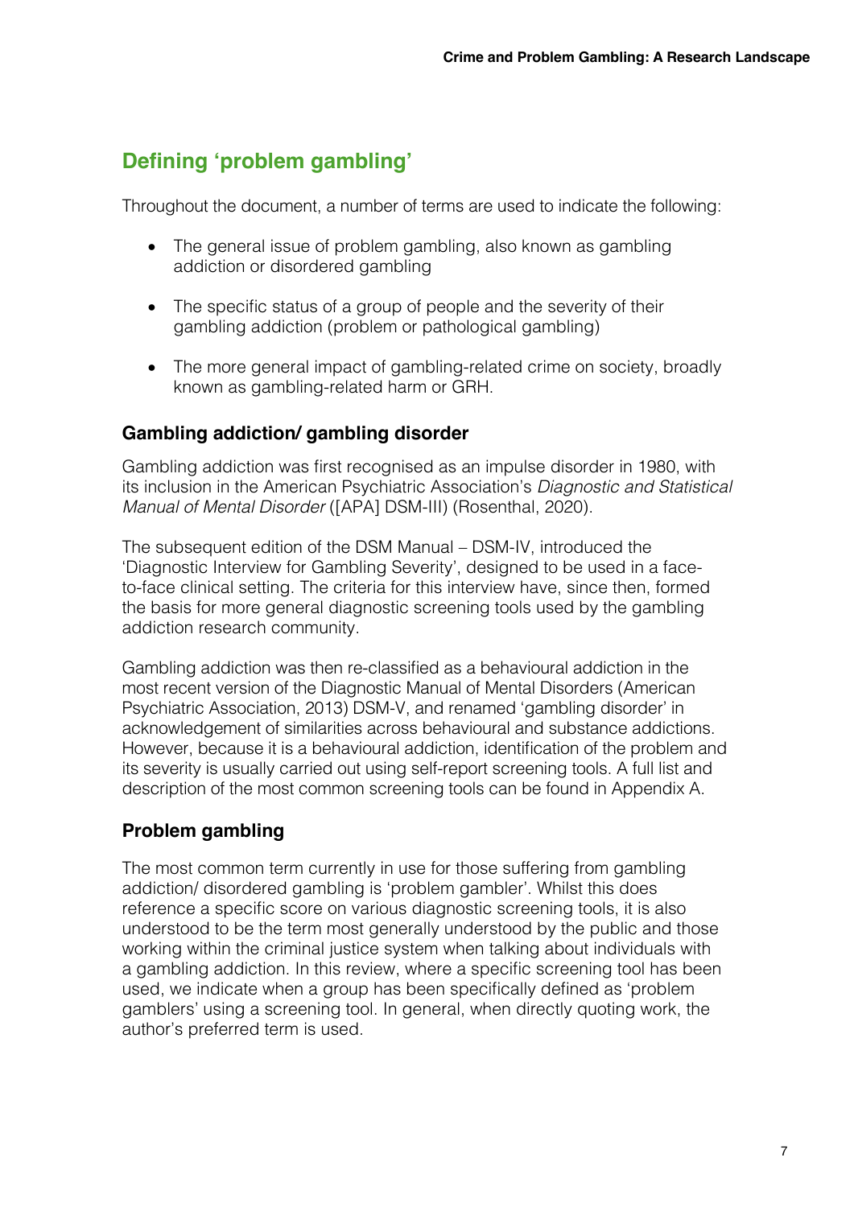## Defining 'problem gambling'

Throughout the document, a number of terms are used to indicate the following:

- The general issue of problem gambling, also known as gambling addiction or disordered gambling
- The specific status of a group of people and the severity of their gambling addiction (problem or pathological gambling)
- The more general impact of gambling-related crime on society, broadly known as gambling-related harm or GRH.

### Gambling addiction/ gambling disorder

Gambling addiction was first recognised as an impulse disorder in 1980, with its inclusion in the American Psychiatric Association's *Diagnostic and Statistical Manual of Mental Disorder* ([APA] DSM-III) (Rosenthal, 2020).

The subsequent edition of the DSM Manual – DSM-IV, introduced the 'Diagnostic Interview for Gambling Severity', designed to be used in a face-to-face clinical setting. The criteria for this interview have, since then, formed the basis for more general diagnostic screening tools used by the gambling addiction research community.

Gambling addiction was then re-classified as a behavioural addiction in the most recent version of the Diagnostic Manual of Mental Disorders (American Psychiatric Association, 2013) DSM-V, and renamed 'gambling disorder' in acknowledgement of similarities across behavioural and substance addictions. However, because it is a behavioural addiction, identification of the problem and its severity is usually carried out using self-report screening tools. A full list and description of the most common screening tools can be found in Appendix A.

### Problem gambling

The most common term currently in use for those suffering from gambling addiction/ disordered gambling is 'problem gambler'. Whilst this does reference a specific score on various diagnostic screening tools, it is also understood to be the term most generally understood by the public and those working within the criminal justice system when talking about individuals with a gambling addiction. In this review, where a specific screening tool has been used, we indicate when a group has been specifically defined as 'problem gamblers' using a screening tool. In general, when directly quoting work, the author's preferred term is used.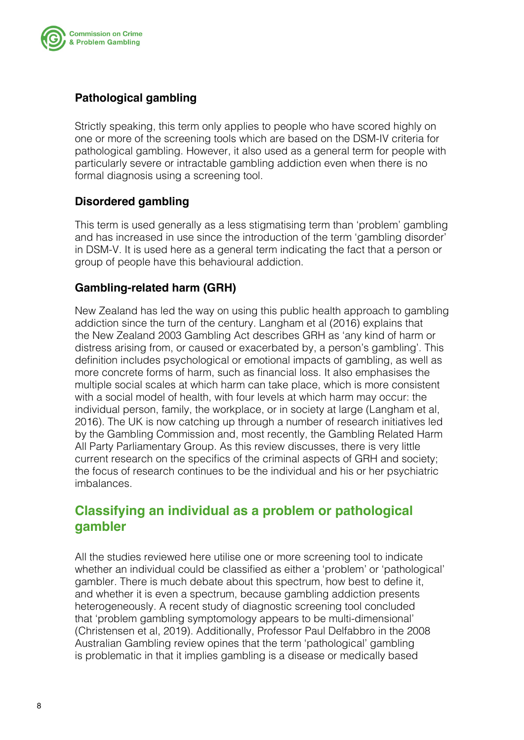### Pathological gambling

Strictly speaking, this term only applies to people who have scored highly on one or more of the screening tools which are based on the DSM-IV criteria for pathological gambling. However, it also used as a general term for people with particularly severe or intractable gambling addiction even when there is no formal diagnosis using a screening tool.

### Disordered gambling

This term is used generally as a less stigmatising term than 'problem' gambling and has increased in use since the introduction of the term 'gambling disorder' in DSM-V. It is used here as a general term indicating the fact that a person or group of people have this behavioural addiction.

### Gambling-related harm (GRH)

New Zealand has led the way on using this public health approach to gambling addiction since the turn of the century. Langham et al (2016) explains that the New Zealand 2003 Gambling Act describes GRH as 'any kind of harm or distress arising from, or caused or exacerbated by, a person's gambling'. This definition includes psychological or emotional impacts of gambling, as well as more concrete forms of harm, such as financial loss. It also emphasises the multiple social scales at which harm can take place, which is more consistent with a social model of health, with four levels at which harm may occur: the individual person, family, the workplace, or in society at large (Langham et al, 2016). The UK is now catching up through a number of research initiatives led by the Gambling Commission and, most recently, the Gambling Related Harm All Party Parliamentary Group. As this review discusses, there is very little current research on the specifics of the criminal aspects of GRH and society; the focus of research continues to be the individual and his or her psychiatric imbalances.

## Classifying an individual as a problem or pathological gambler

All the studies reviewed here utilise one or more screening tool to indicate whether an individual could be classified as either a 'problem' or 'pathological' gambler. There is much debate about this spectrum, how best to define it, and whether it is even a spectrum, because gambling addiction presents heterogeneously. A recent study of diagnostic screening tool concluded that 'problem gambling symptomology appears to be multi-dimensional' (Christensen et al, 2019). Additionally, Professor Paul Delfabbro in the 2008 Australian Gambling review opines that the term 'pathological' gambling is problematic in that it implies gambling is a disease or medically based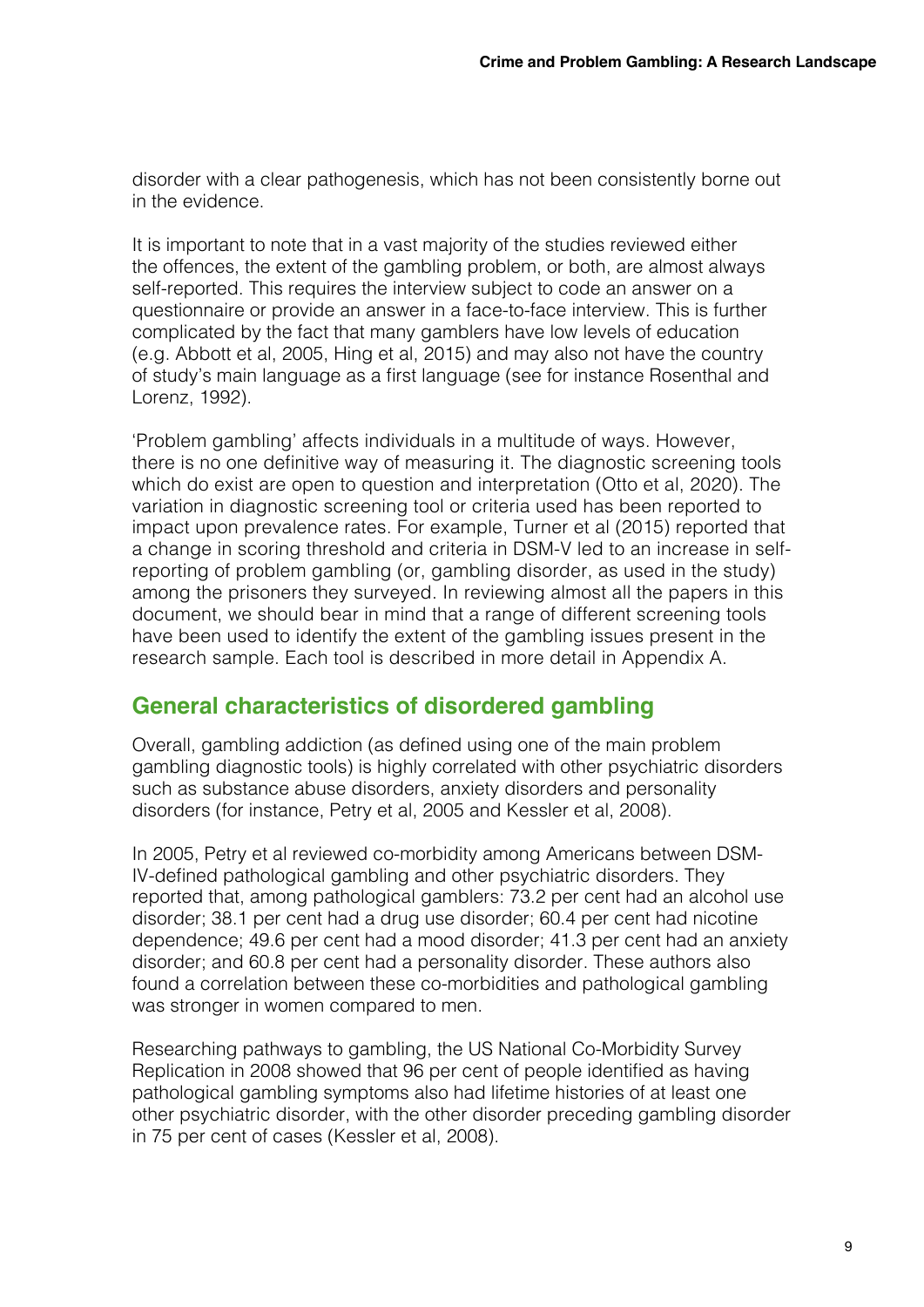disorder with a clear pathogenesis, which has not been consistently borne out in the evidence.

It is important to note that in a vast majority of the studies reviewed either the offences, the extent of the gambling problem, or both, are almost always self-reported. This requires the interview subject to code an answer on a questionnaire or provide an answer in a face-to-face interview. This is further complicated by the fact that many gamblers have low levels of education (e.g. Abbott et al, 2005, Hing et al, 2015) and may also not have the country of study's main language as a first language (see for instance Rosenthal and Lorenz, 1992).

'Problem gambling' affects individuals in a multitude of ways. However, there is no one definitive way of measuring it. The diagnostic screening tools which do exist are open to question and interpretation (Otto et al, 2020). The variation in diagnostic screening tool or criteria used has been reported to impact upon prevalence rates. For example, Turner et al (2015) reported that a change in scoring threshold and criteria in DSM-V led to an increase in self-reporting of problem gambling (or, gambling disorder, as used in the study) among the prisoners they surveyed. In reviewing almost all the papers in this document, we should bear in mind that a range of different screening tools have been used to identify the extent of the gambling issues present in the research sample. Each tool is described in more detail in Appendix A.

## General characteristics of disordered gambling

Overall, gambling addiction (as defined using one of the main problem gambling diagnostic tools) is highly correlated with other psychiatric disorders such as substance abuse disorders, anxiety disorders and personality disorders (for instance, Petry et al, 2005 and Kessler et al, 2008).

In 2005, Petry et al reviewed co-morbidity among Americans between DSM-IV-defined pathological gambling and other psychiatric disorders. They reported that, among pathological gamblers: 73.2 per cent had an alcohol use disorder; 38.1 per cent had a drug use disorder; 60.4 per cent had nicotine dependence; 49.6 per cent had a mood disorder; 41.3 per cent had an anxiety disorder; and 60.8 per cent had a personality disorder. These authors also found a correlation between these co-morbidities and pathological gambling was stronger in women compared to men.

Researching pathways to gambling, the US National Co-Morbidity Survey Replication in 2008 showed that 96 per cent of people identified as having pathological gambling symptoms also had lifetime histories of at least one other psychiatric disorder, with the other disorder preceding gambling disorder in 75 per cent of cases (Kessler et al, 2008).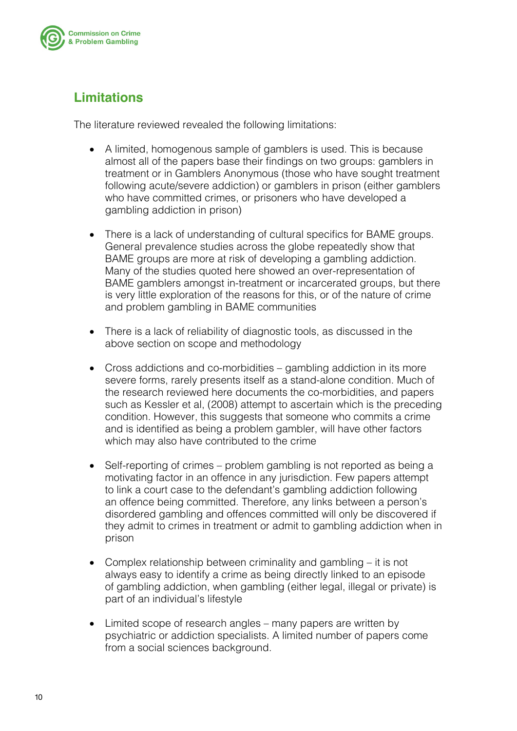## Limitations

The literature reviewed revealed the following limitations:

- A limited, homogenous sample of gamblers is used. This is because almost all of the papers base their findings on two groups: gamblers in treatment or in Gamblers Anonymous (those who have sought treatment following acute/severe addiction) or gamblers in prison (either gamblers who have committed crimes, or prisoners who have developed a gambling addiction in prison)

- There is a lack of understanding of cultural specifics for BAME groups. General prevalence studies across the globe repeatedly show that BAME groups are more at risk of developing a gambling addiction. Many of the studies quoted here showed an over-representation of BAME gamblers amongst in-treatment or incarcerated groups, but there is very little exploration of the reasons for this, or of the nature of crime and problem gambling in BAME communities

- There is a lack of reliability of diagnostic tools, as discussed in the above section on scope and methodology

- Cross addictions and co-morbidities – gambling addiction in its more severe forms, rarely presents itself as a stand-alone condition. Much of the research reviewed here documents the co-morbidities, and papers such as Kessler et al, (2008) attempt to ascertain which is the preceding condition. However, this suggests that someone who commits a crime and is identified as being a problem gambler, will have other factors which may also have contributed to the crime

- Self-reporting of crimes – problem gambling is not reported as being a motivating factor in an offence in any jurisdiction. Few papers attempt to link a court case to the defendant's gambling addiction following an offence being committed. Therefore, any links between a person's disordered gambling and offences committed will only be discovered if they admit to crimes in treatment or admit to gambling addiction when in prison

- Complex relationship between criminality and gambling – it is not always easy to identify a crime as being directly linked to an episode of gambling addiction, when gambling (either legal, illegal or private) is part of an individual's lifestyle

- Limited scope of research angles – many papers are written by psychiatric or addiction specialists. A limited number of papers come from a social sciences background.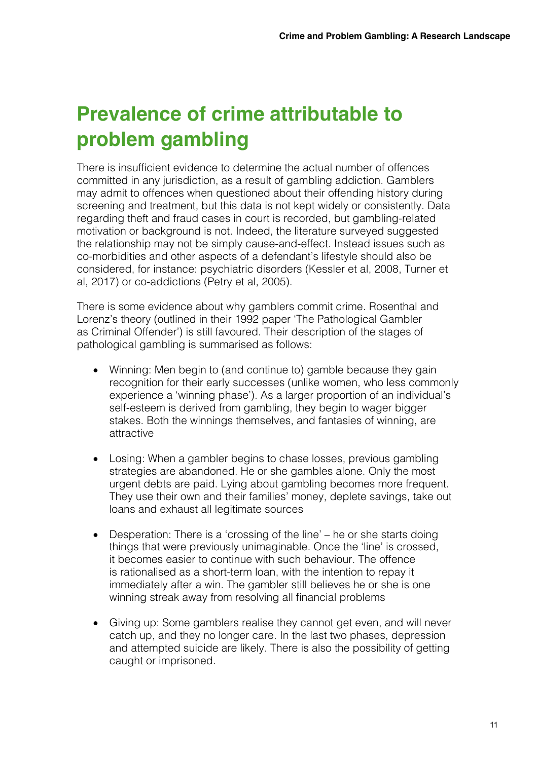# Prevalence of crime attributable to problem gambling

There is insufficient evidence to determine the actual number of offences committed in any jurisdiction, as a result of gambling addiction. Gamblers may admit to offences when questioned about their offending history during screening and treatment, but this data is not kept widely or consistently. Data regarding theft and fraud cases in court is recorded, but gambling-related motivation or background is not. Indeed, the literature surveyed suggested the relationship may not be simply cause-and-effect. Instead issues such as co-morbidities and other aspects of a defendant's lifestyle should also be considered, for instance: psychiatric disorders (Kessler et al, 2008, Turner et al, 2017) or co-addictions (Petry et al, 2005).

There is some evidence about why gamblers commit crime. Rosenthal and Lorenz's theory (outlined in their 1992 paper 'The Pathological Gambler as Criminal Offender') is still favoured. Their description of the stages of pathological gambling is summarised as follows:

- Winning: Men begin to (and continue to) gamble because they gain recognition for their early successes (unlike women, who less commonly experience a 'winning phase'). As a larger proportion of an individual's self-esteem is derived from gambling, they begin to wager bigger stakes. Both the winnings themselves, and fantasies of winning, are attractive

- Losing: When a gambler begins to chase losses, previous gambling strategies are abandoned. He or she gambles alone. Only the most urgent debts are paid. Lying about gambling becomes more frequent. They use their own and their families' money, deplete savings, take out loans and exhaust all legitimate sources

- Desperation: There is a 'crossing of the line' – he or she starts doing things that were previously unimaginable. Once the 'line' is crossed, it becomes easier to continue with such behaviour. The offence is rationalised as a short-term loan, with the intention to repay it immediately after a win. The gambler still believes he or she is one winning streak away from resolving all financial problems

- Giving up: Some gamblers realise they cannot get even, and will never catch up, and they no longer care. In the last two phases, depression and attempted suicide are likely. There is also the possibility of getting caught or imprisoned.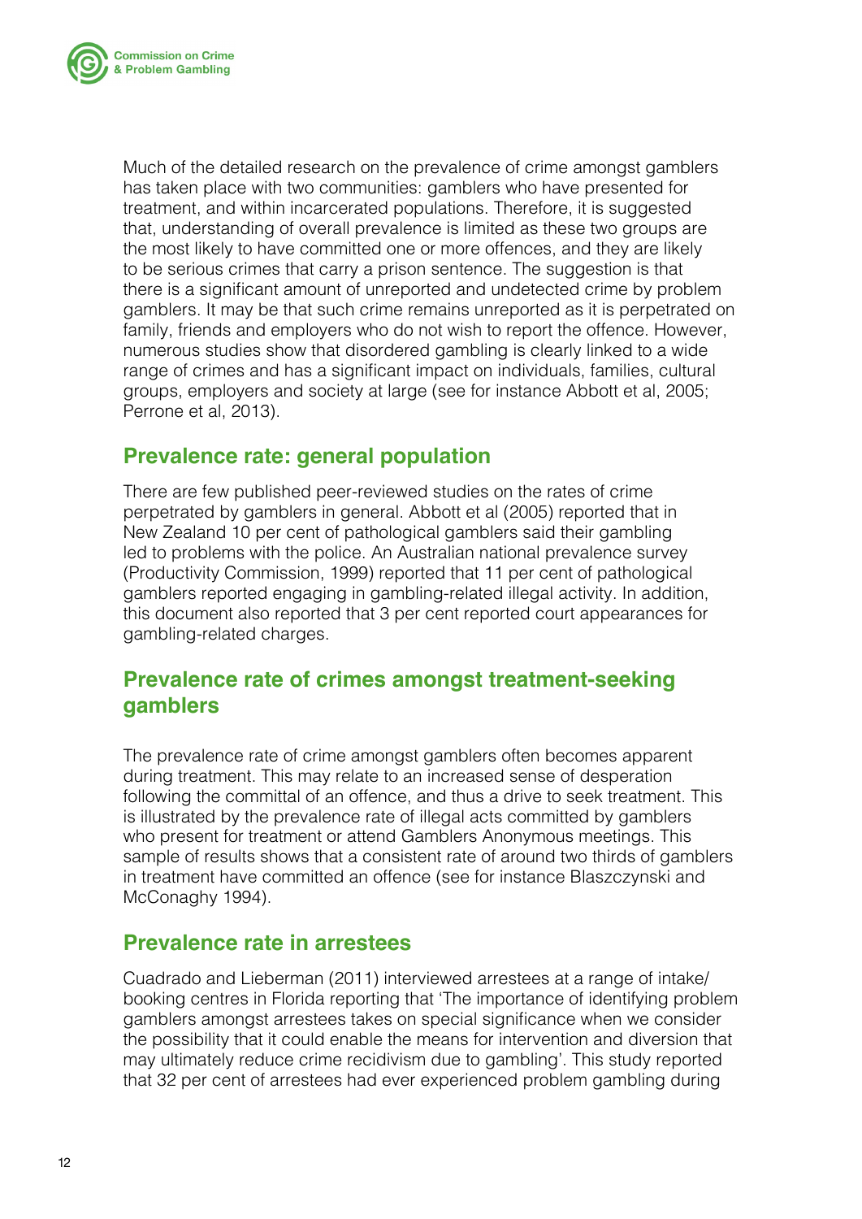Much of the detailed research on the prevalence of crime amongst gamblers has taken place with two communities: gamblers who have presented for treatment, and within incarcerated populations. Therefore, it is suggested that, understanding of overall prevalence is limited as these two groups are the most likely to have committed one or more offences, and they are likely to be serious crimes that carry a prison sentence. The suggestion is that there is a significant amount of unreported and undetected crime by problem gamblers. It may be that such crime remains unreported as it is perpetrated on family, friends and employers who do not wish to report the offence. However, numerous studies show that disordered gambling is clearly linked to a wide range of crimes and has a significant impact on individuals, families, cultural groups, employers and society at large (see for instance Abbott et al, 2005; Perrone et al, 2013).

## Prevalence rate: general population

There are few published peer-reviewed studies on the rates of crime perpetrated by gamblers in general. Abbott et al (2005) reported that in New Zealand 10 per cent of pathological gamblers said their gambling led to problems with the police. An Australian national prevalence survey (Productivity Commission, 1999) reported that 11 per cent of pathological gamblers reported engaging in gambling-related illegal activity. In addition, this document also reported that 3 per cent reported court appearances for gambling-related charges.

## Prevalence rate of crimes amongst treatment-seeking gamblers

The prevalence rate of crime amongst gamblers often becomes apparent during treatment. This may relate to an increased sense of desperation following the committal of an offence, and thus a drive to seek treatment. This is illustrated by the prevalence rate of illegal acts committed by gamblers who present for treatment or attend Gamblers Anonymous meetings. This sample of results shows that a consistent rate of around two thirds of gamblers in treatment have committed an offence (see for instance Blaszczynski and McConaghy 1994).

## Prevalence rate in arrestees

Cuadrado and Lieberman (2011) interviewed arrestees at a range of intake/booking centres in Florida reporting that 'The importance of identifying problem gamblers amongst arrestees takes on special significance when we consider the possibility that it could enable the means for intervention and diversion that may ultimately reduce crime recidivism due to gambling'. This study reported that 32 per cent of arrestees had ever experienced problem gambling during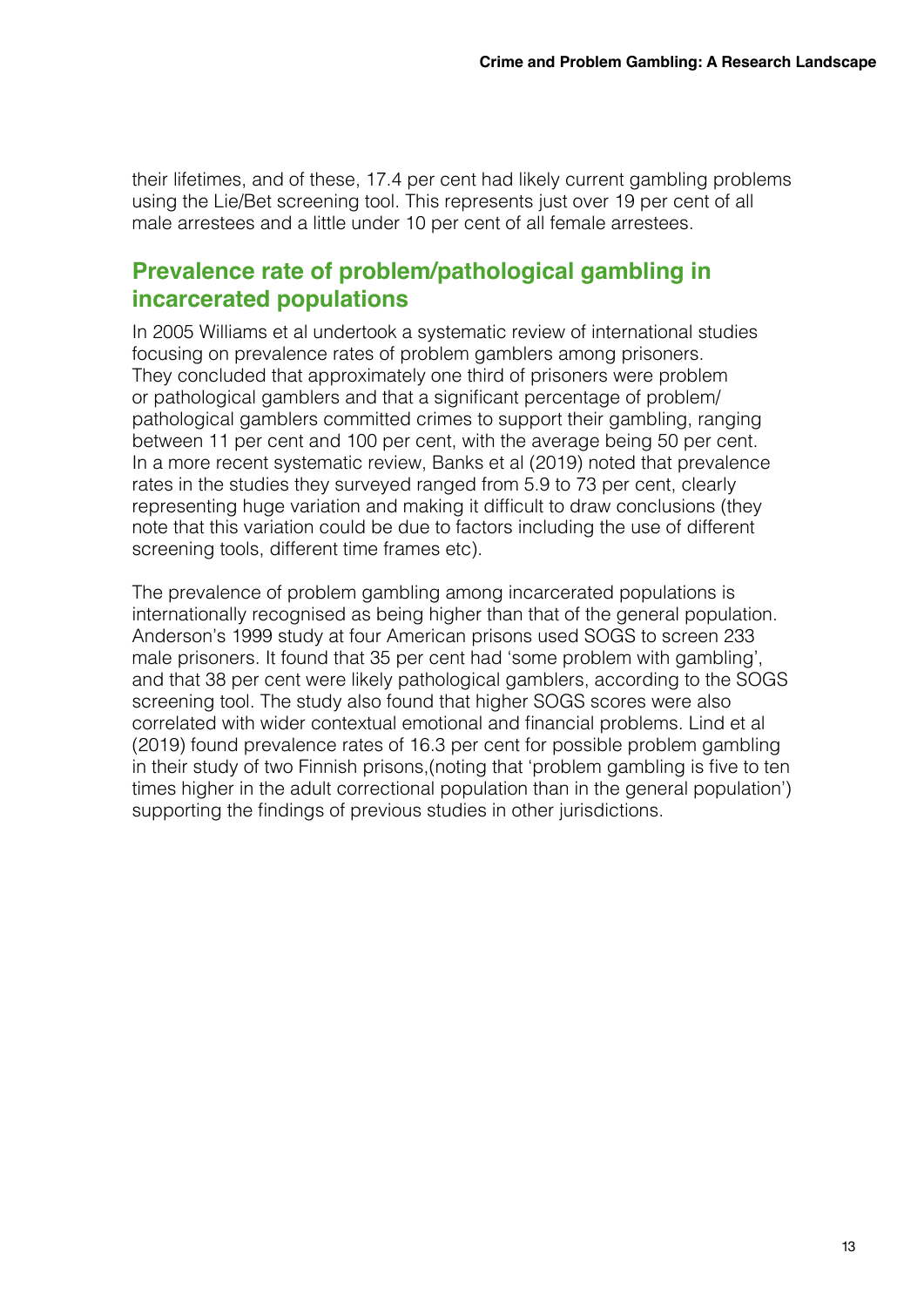their lifetimes, and of these, 17.4 per cent had likely current gambling problems using the Lie/Bet screening tool. This represents just over 19 per cent of all male arrestees and a little under 10 per cent of all female arrestees.

## Prevalence rate of problem/pathological gambling in incarcerated populations

In 2005 Williams et al undertook a systematic review of international studies focusing on prevalence rates of problem gamblers among prisoners. They concluded that approximately one third of prisoners were problem or pathological gamblers and that a significant percentage of problem/pathological gamblers committed crimes to support their gambling, ranging between 11 per cent and 100 per cent, with the average being 50 per cent. In a more recent systematic review, Banks et al (2019) noted that prevalence rates in the studies they surveyed ranged from 5.9 to 73 per cent, clearly representing huge variation and making it difficult to draw conclusions (they note that this variation could be due to factors including the use of different screening tools, different time frames etc).

The prevalence of problem gambling among incarcerated populations is internationally recognised as being higher than that of the general population. Anderson's 1999 study at four American prisons used SOGS to screen 233 male prisoners. It found that 35 per cent had 'some problem with gambling', and that 38 per cent were likely pathological gamblers, according to the SOGS screening tool. The study also found that higher SOGS scores were also correlated with wider contextual emotional and financial problems. Lind et al (2019) found prevalence rates of 16.3 per cent for possible problem gambling in their study of two Finnish prisons,(noting that 'problem gambling is five to ten times higher in the adult correctional population than in the general population') supporting the findings of previous studies in other jurisdictions.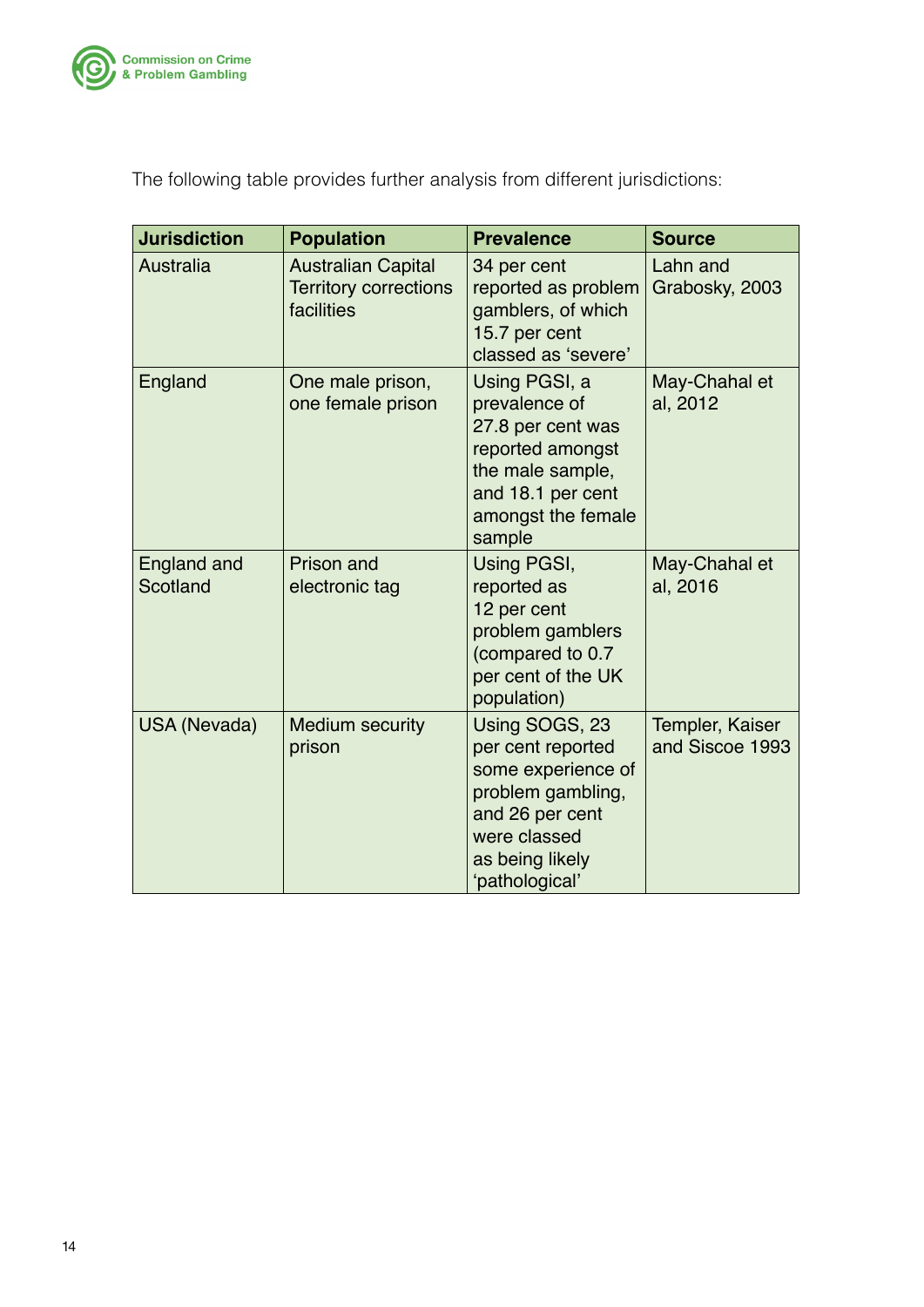The following table provides further analysis from different jurisdictions:

| Jurisdiction | Population | Prevalence | Source |
|---|---|---|---|
| Australia | Australian Capital Territory corrections facilities | 34 per cent reported as problem gamblers, of which 15.7 per cent classed as 'severe' | Lahn and Grabosky, 2003 |
| England | One male prison, one female prison | Using PGSI, a prevalence of 27.8 per cent was reported amongst the male sample, and 18.1 per cent amongst the female sample | May-Chahal et al, 2012 |
| England and Scotland | Prison and electronic tag | Using PGSI, reported as 12 per cent problem gamblers (compared to 0.7 per cent of the UK population) | May-Chahal et al, 2016 |
| USA (Nevada) | Medium security prison | Using SOGS, 23 per cent reported some experience of problem gambling, and 26 per cent were classed as being likely 'pathological' | Templer, Kaiser and Siscoe 1993 |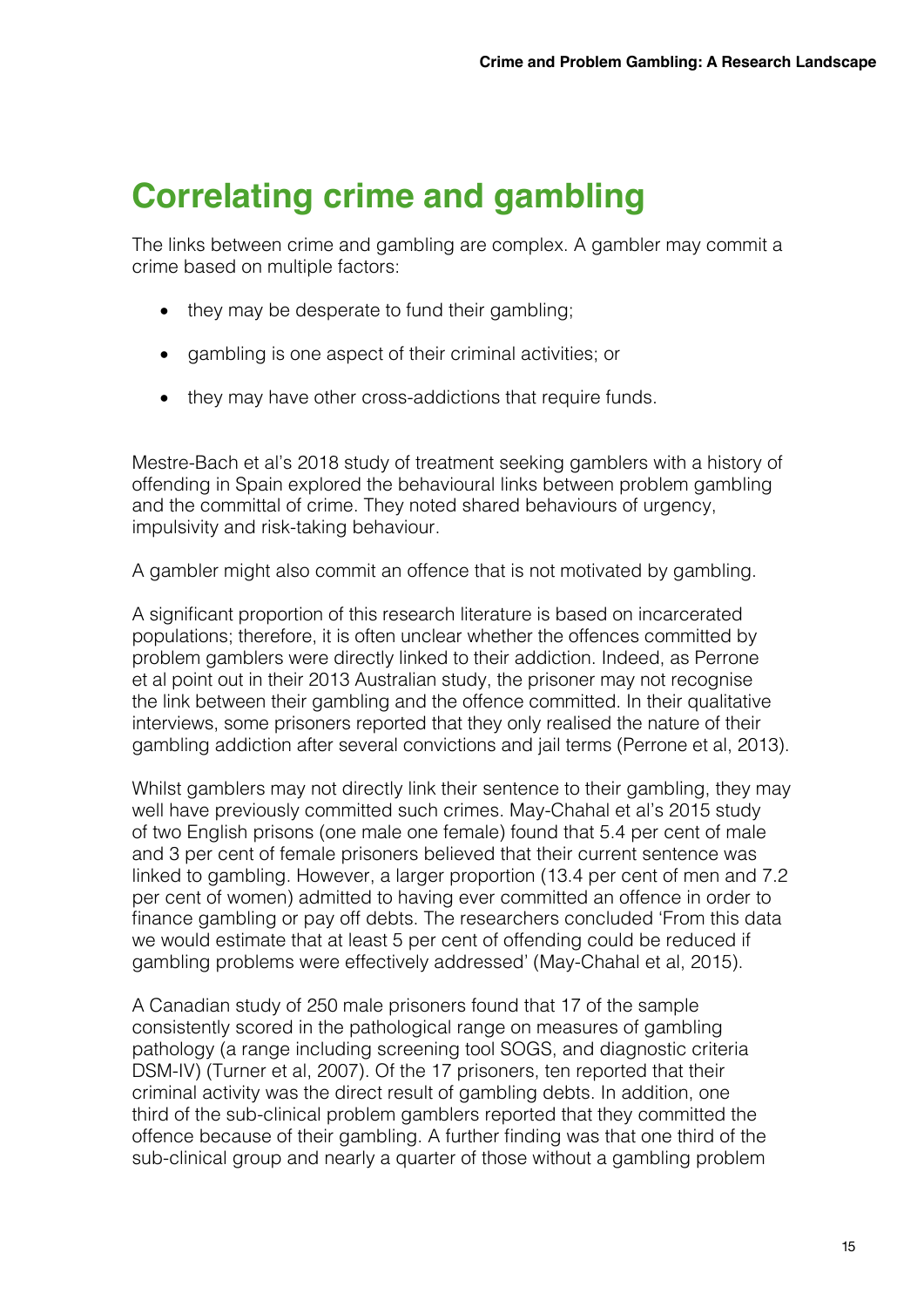# Correlating crime and gambling

The links between crime and gambling are complex. A gambler may commit a crime based on multiple factors:

- they may be desperate to fund their gambling;
- gambling is one aspect of their criminal activities; or
- they may have other cross-addictions that require funds.

Mestre-Bach et al's 2018 study of treatment seeking gamblers with a history of offending in Spain explored the behavioural links between problem gambling and the committal of crime. They noted shared behaviours of urgency, impulsivity and risk-taking behaviour.

A gambler might also commit an offence that is not motivated by gambling.

A significant proportion of this research literature is based on incarcerated populations; therefore, it is often unclear whether the offences committed by problem gamblers were directly linked to their addiction. Indeed, as Perrone et al point out in their 2013 Australian study, the prisoner may not recognise the link between their gambling and the offence committed. In their qualitative interviews, some prisoners reported that they only realised the nature of their gambling addiction after several convictions and jail terms (Perrone et al, 2013).

Whilst gamblers may not directly link their sentence to their gambling, they may well have previously committed such crimes. May-Chahal et al's 2015 study of two English prisons (one male one female) found that 5.4 per cent of male and 3 per cent of female prisoners believed that their current sentence was linked to gambling. However, a larger proportion (13.4 per cent of men and 7.2 per cent of women) admitted to having ever committed an offence in order to finance gambling or pay off debts. The researchers concluded 'From this data we would estimate that at least 5 per cent of offending could be reduced if gambling problems were effectively addressed' (May-Chahal et al, 2015).

A Canadian study of 250 male prisoners found that 17 of the sample consistently scored in the pathological range on measures of gambling pathology (a range including screening tool SOGS, and diagnostic criteria DSM-IV) (Turner et al, 2007). Of the 17 prisoners, ten reported that their criminal activity was the direct result of gambling debts. In addition, one third of the sub-clinical problem gamblers reported that they committed the offence because of their gambling. A further finding was that one third of the sub-clinical group and nearly a quarter of those without a gambling problem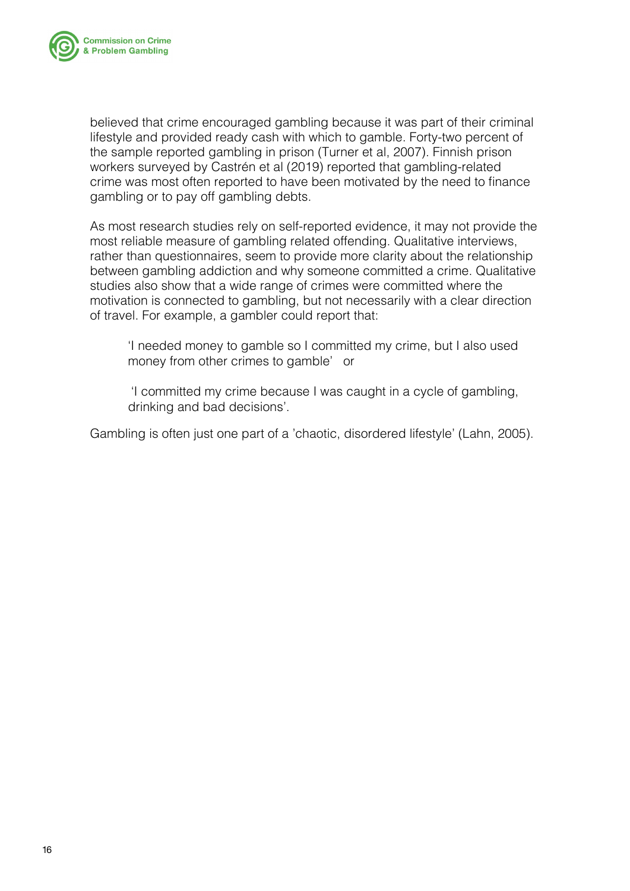believed that crime encouraged gambling because it was part of their criminal lifestyle and provided ready cash with which to gamble. Forty-two percent of the sample reported gambling in prison (Turner et al, 2007). Finnish prison workers surveyed by Castrén et al (2019) reported that gambling-related crime was most often reported to have been motivated by the need to finance gambling or to pay off gambling debts.

As most research studies rely on self-reported evidence, it may not provide the most reliable measure of gambling related offending. Qualitative interviews, rather than questionnaires, seem to provide more clarity about the relationship between gambling addiction and why someone committed a crime. Qualitative studies also show that a wide range of crimes were committed where the motivation is connected to gambling, but not necessarily with a clear direction of travel. For example, a gambler could report that:

> 'I needed money to gamble so I committed my crime, but I also used money from other crimes to gamble' or
>
> 'I committed my crime because I was caught in a cycle of gambling, drinking and bad decisions'.

Gambling is often just one part of a 'chaotic, disordered lifestyle' (Lahn, 2005).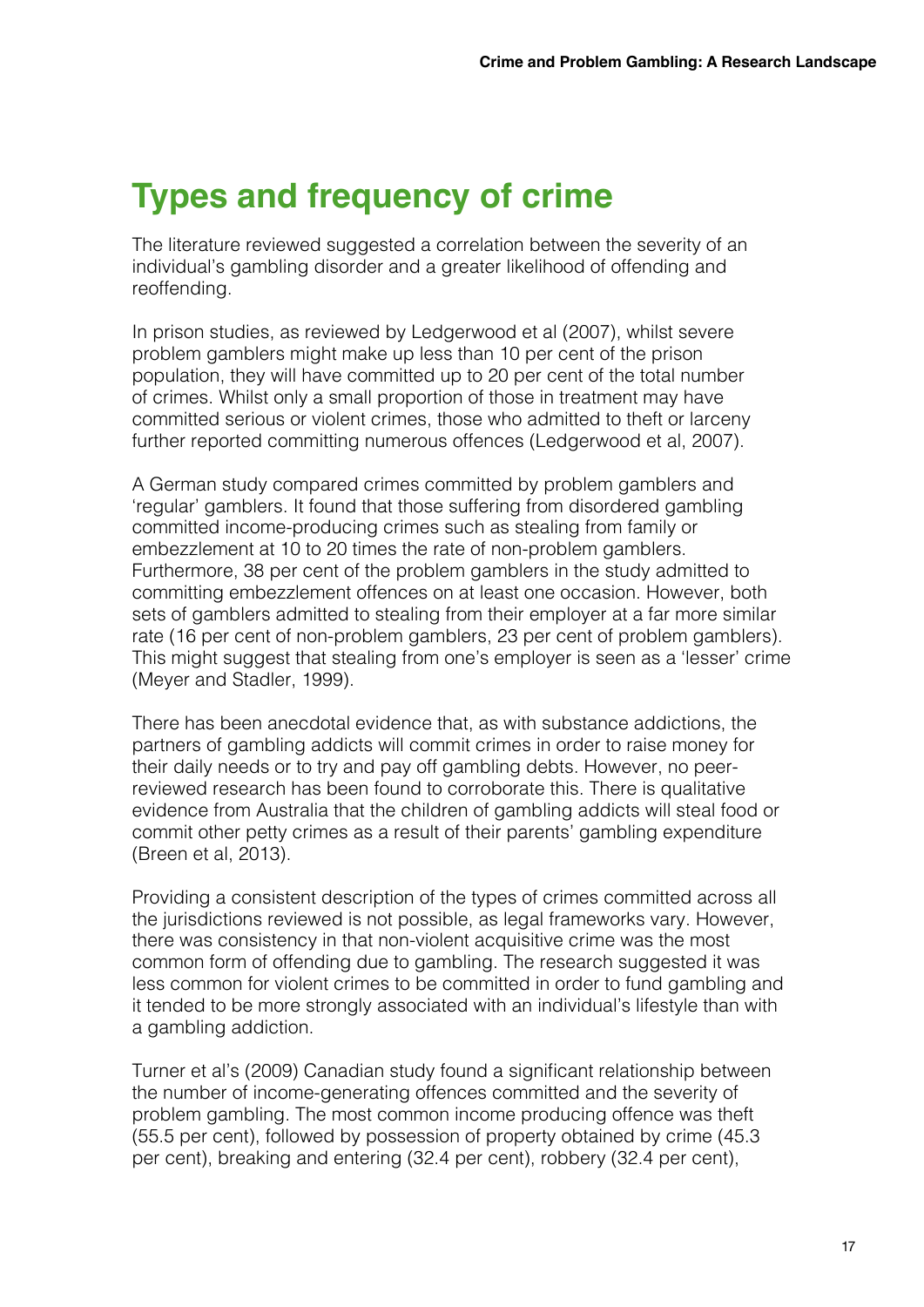# Types and frequency of crime

The literature reviewed suggested a correlation between the severity of an individual's gambling disorder and a greater likelihood of offending and reoffending.

In prison studies, as reviewed by Ledgerwood et al (2007), whilst severe problem gamblers might make up less than 10 per cent of the prison population, they will have committed up to 20 per cent of the total number of crimes. Whilst only a small proportion of those in treatment may have committed serious or violent crimes, those who admitted to theft or larceny further reported committing numerous offences (Ledgerwood et al, 2007).

A German study compared crimes committed by problem gamblers and 'regular' gamblers. It found that those suffering from disordered gambling committed income-producing crimes such as stealing from family or embezzlement at 10 to 20 times the rate of non-problem gamblers. Furthermore, 38 per cent of the problem gamblers in the study admitted to committing embezzlement offences on at least one occasion. However, both sets of gamblers admitted to stealing from their employer at a far more similar rate (16 per cent of non-problem gamblers, 23 per cent of problem gamblers). This might suggest that stealing from one's employer is seen as a 'lesser' crime (Meyer and Stadler, 1999).

There has been anecdotal evidence that, as with substance addictions, the partners of gambling addicts will commit crimes in order to raise money for their daily needs or to try and pay off gambling debts. However, no peer-reviewed research has been found to corroborate this. There is qualitative evidence from Australia that the children of gambling addicts will steal food or commit other petty crimes as a result of their parents' gambling expenditure (Breen et al, 2013).

Providing a consistent description of the types of crimes committed across all the jurisdictions reviewed is not possible, as legal frameworks vary. However, there was consistency in that non-violent acquisitive crime was the most common form of offending due to gambling. The research suggested it was less common for violent crimes to be committed in order to fund gambling and it tended to be more strongly associated with an individual's lifestyle than with a gambling addiction.

Turner et al's (2009) Canadian study found a significant relationship between the number of income-generating offences committed and the severity of problem gambling. The most common income producing offence was theft (55.5 per cent), followed by possession of property obtained by crime (45.3 per cent), breaking and entering (32.4 per cent), robbery (32.4 per cent),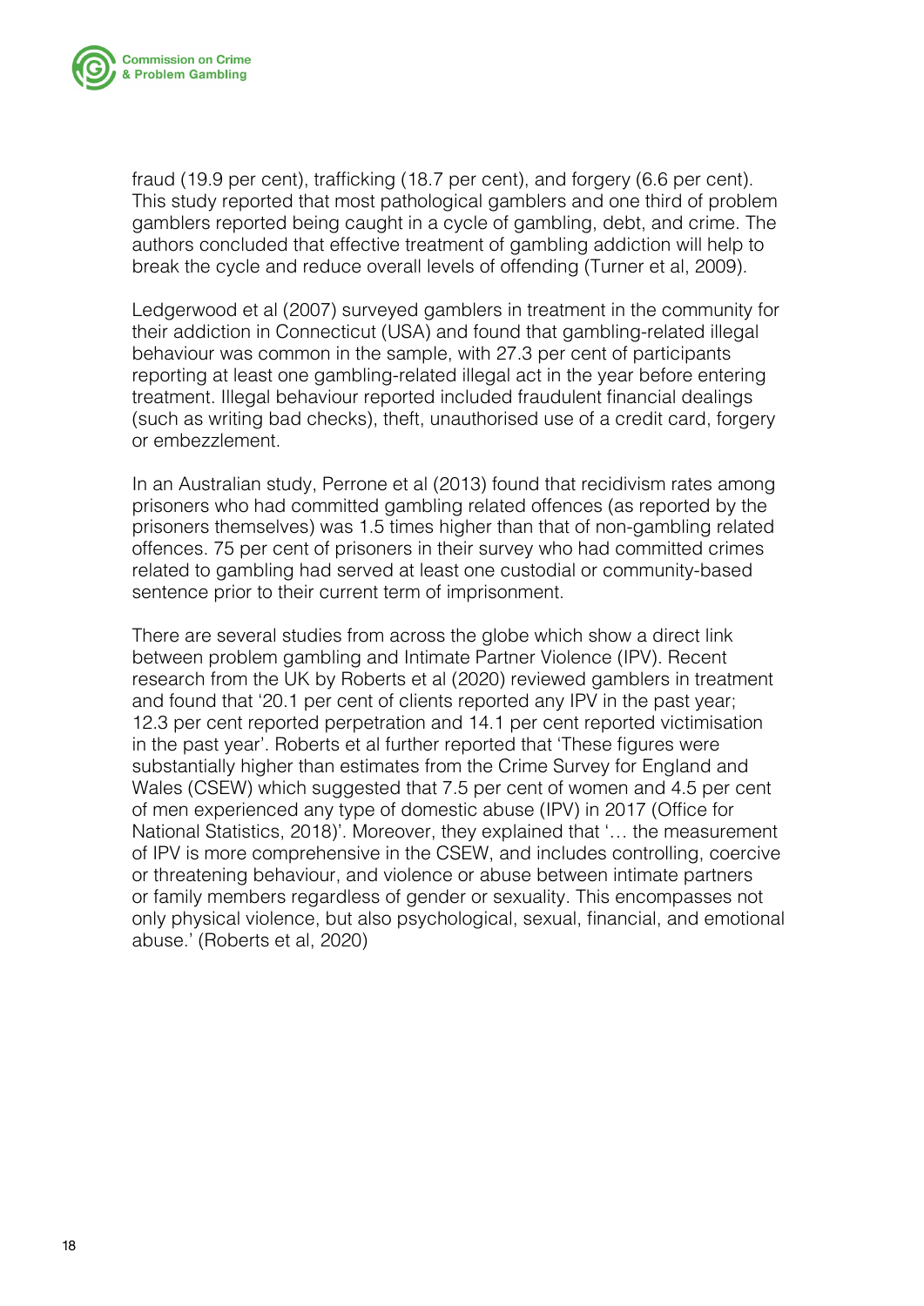fraud (19.9 per cent), trafficking (18.7 per cent), and forgery (6.6 per cent). This study reported that most pathological gamblers and one third of problem gamblers reported being caught in a cycle of gambling, debt, and crime. The authors concluded that effective treatment of gambling addiction will help to break the cycle and reduce overall levels of offending (Turner et al, 2009).

Ledgerwood et al (2007) surveyed gamblers in treatment in the community for their addiction in Connecticut (USA) and found that gambling-related illegal behaviour was common in the sample, with 27.3 per cent of participants reporting at least one gambling-related illegal act in the year before entering treatment. Illegal behaviour reported included fraudulent financial dealings (such as writing bad checks), theft, unauthorised use of a credit card, forgery or embezzlement.

In an Australian study, Perrone et al (2013) found that recidivism rates among prisoners who had committed gambling related offences (as reported by the prisoners themselves) was 1.5 times higher than that of non-gambling related offences. 75 per cent of prisoners in their survey who had committed crimes related to gambling had served at least one custodial or community-based sentence prior to their current term of imprisonment.

There are several studies from across the globe which show a direct link between problem gambling and Intimate Partner Violence (IPV). Recent research from the UK by Roberts et al (2020) reviewed gamblers in treatment and found that '20.1 per cent of clients reported any IPV in the past year; 12.3 per cent reported perpetration and 14.1 per cent reported victimisation in the past year'. Roberts et al further reported that 'These figures were substantially higher than estimates from the Crime Survey for England and Wales (CSEW) which suggested that 7.5 per cent of women and 4.5 per cent of men experienced any type of domestic abuse (IPV) in 2017 (Office for National Statistics, 2018)'. Moreover, they explained that '… the measurement of IPV is more comprehensive in the CSEW, and includes controlling, coercive or threatening behaviour, and violence or abuse between intimate partners or family members regardless of gender or sexuality. This encompasses not only physical violence, but also psychological, sexual, financial, and emotional abuse.' (Roberts et al, 2020)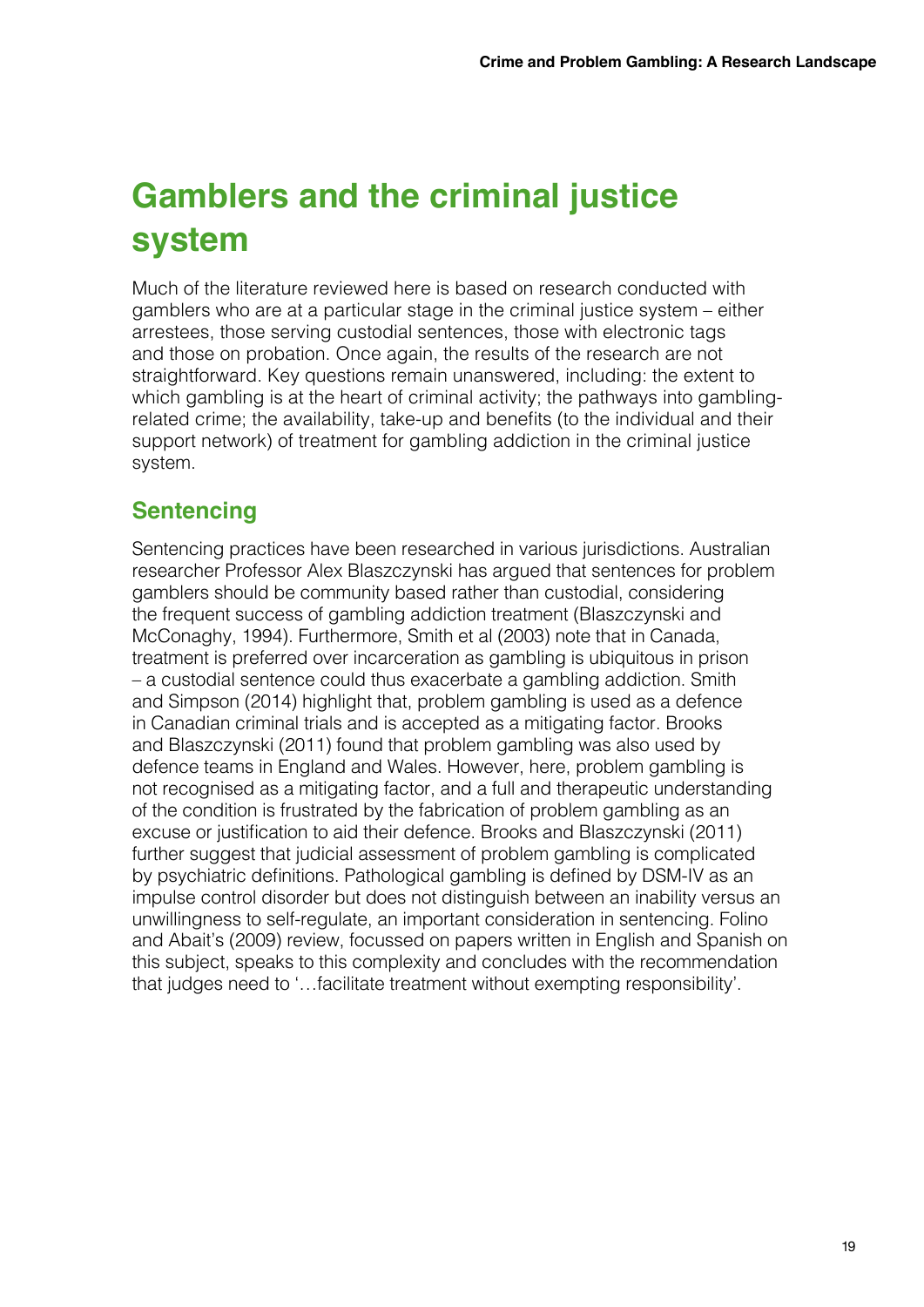# Gamblers and the criminal justice system

Much of the literature reviewed here is based on research conducted with gamblers who are at a particular stage in the criminal justice system – either arrestees, those serving custodial sentences, those with electronic tags and those on probation. Once again, the results of the research are not straightforward. Key questions remain unanswered, including: the extent to which gambling is at the heart of criminal activity; the pathways into gambling-related crime; the availability, take-up and benefits (to the individual and their support network) of treatment for gambling addiction in the criminal justice system.

## Sentencing

Sentencing practices have been researched in various jurisdictions. Australian researcher Professor Alex Blaszczynski has argued that sentences for problem gamblers should be community based rather than custodial, considering the frequent success of gambling addiction treatment (Blaszczynski and McConaghy, 1994). Furthermore, Smith et al (2003) note that in Canada, treatment is preferred over incarceration as gambling is ubiquitous in prison – a custodial sentence could thus exacerbate a gambling addiction. Smith and Simpson (2014) highlight that, problem gambling is used as a defence in Canadian criminal trials and is accepted as a mitigating factor. Brooks and Blaszczynski (2011) found that problem gambling was also used by defence teams in England and Wales. However, here, problem gambling is not recognised as a mitigating factor, and a full and therapeutic understanding of the condition is frustrated by the fabrication of problem gambling as an excuse or justification to aid their defence. Brooks and Blaszczynski (2011) further suggest that judicial assessment of problem gambling is complicated by psychiatric definitions. Pathological gambling is defined by DSM-IV as an impulse control disorder but does not distinguish between an inability versus an unwillingness to self-regulate, an important consideration in sentencing. Folino and Abait's (2009) review, focussed on papers written in English and Spanish on this subject, speaks to this complexity and concludes with the recommendation that judges need to '…facilitate treatment without exempting responsibility'.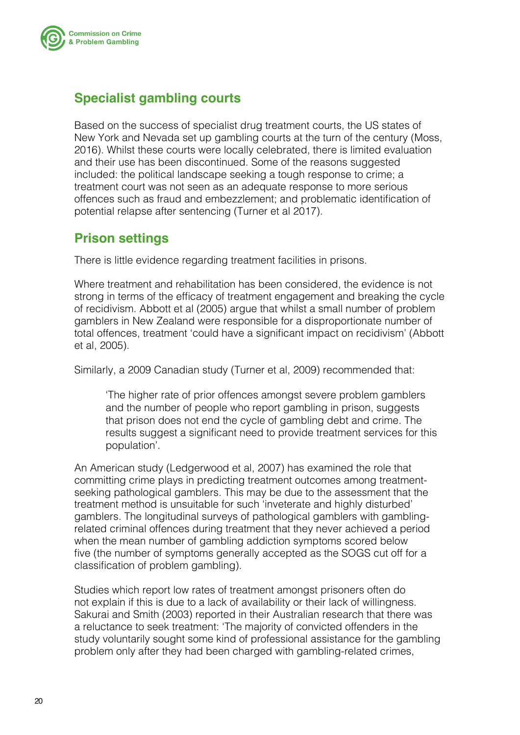## Specialist gambling courts

Based on the success of specialist drug treatment courts, the US states of New York and Nevada set up gambling courts at the turn of the century (Moss, 2016). Whilst these courts were locally celebrated, there is limited evaluation and their use has been discontinued. Some of the reasons suggested included: the political landscape seeking a tough response to crime; a treatment court was not seen as an adequate response to more serious offences such as fraud and embezzlement; and problematic identification of potential relapse after sentencing (Turner et al 2017).

## Prison settings

There is little evidence regarding treatment facilities in prisons.

Where treatment and rehabilitation has been considered, the evidence is not strong in terms of the efficacy of treatment engagement and breaking the cycle of recidivism. Abbott et al (2005) argue that whilst a small number of problem gamblers in New Zealand were responsible for a disproportionate number of total offences, treatment 'could have a significant impact on recidivism' (Abbott et al, 2005).

Similarly, a 2009 Canadian study (Turner et al, 2009) recommended that:

> 'The higher rate of prior offences amongst severe problem gamblers and the number of people who report gambling in prison, suggests that prison does not end the cycle of gambling debt and crime. The results suggest a significant need to provide treatment services for this population'.

An American study (Ledgerwood et al, 2007) has examined the role that committing crime plays in predicting treatment outcomes among treatment-seeking pathological gamblers. This may be due to the assessment that the treatment method is unsuitable for such 'inveterate and highly disturbed' gamblers. The longitudinal surveys of pathological gamblers with gambling-related criminal offences during treatment that they never achieved a period when the mean number of gambling addiction symptoms scored below five (the number of symptoms generally accepted as the SOGS cut off for a classification of problem gambling).

Studies which report low rates of treatment amongst prisoners often do not explain if this is due to a lack of availability or their lack of willingness. Sakurai and Smith (2003) reported in their Australian research that there was a reluctance to seek treatment: 'The majority of convicted offenders in the study voluntarily sought some kind of professional assistance for the gambling problem only after they had been charged with gambling-related crimes,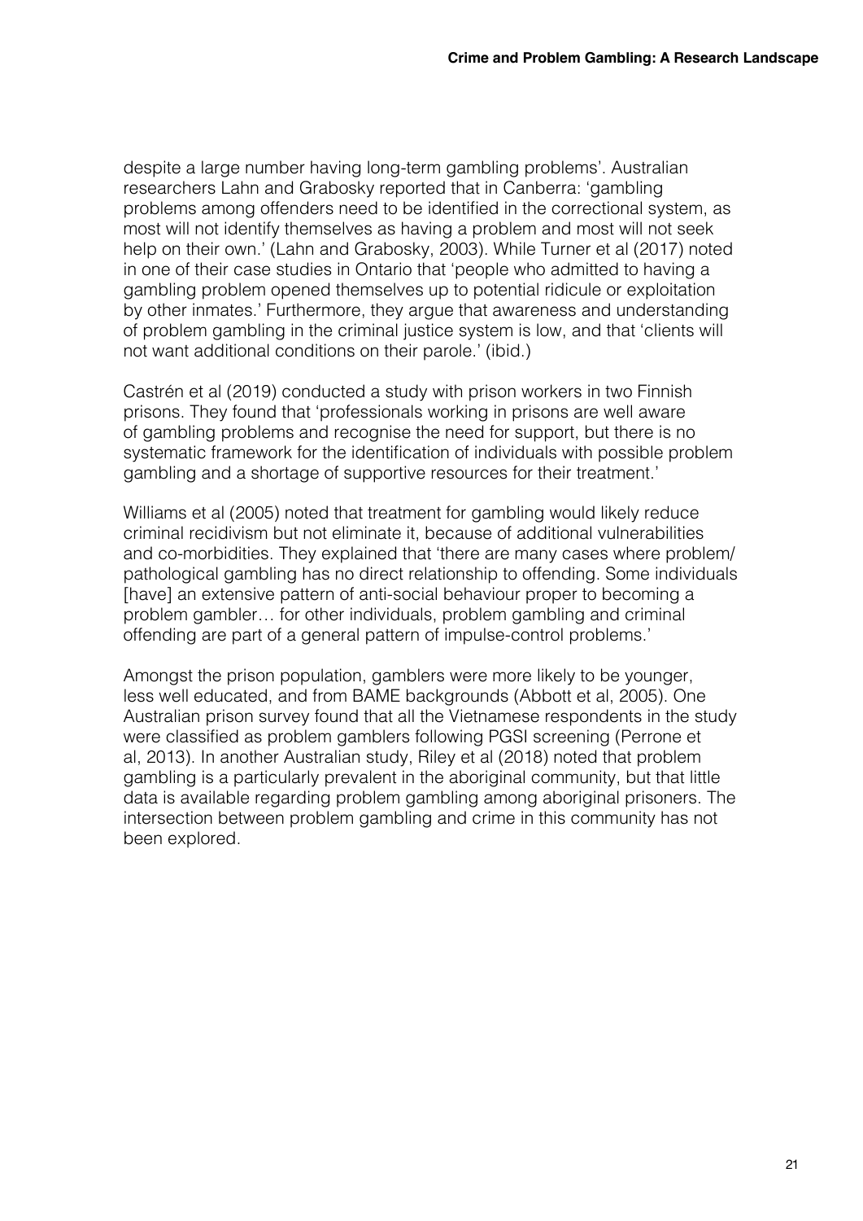despite a large number having long-term gambling problems'. Australian researchers Lahn and Grabosky reported that in Canberra: 'gambling problems among offenders need to be identified in the correctional system, as most will not identify themselves as having a problem and most will not seek help on their own.' (Lahn and Grabosky, 2003). While Turner et al (2017) noted in one of their case studies in Ontario that 'people who admitted to having a gambling problem opened themselves up to potential ridicule or exploitation by other inmates.' Furthermore, they argue that awareness and understanding of problem gambling in the criminal justice system is low, and that 'clients will not want additional conditions on their parole.' (ibid.)

Castrén et al (2019) conducted a study with prison workers in two Finnish prisons. They found that 'professionals working in prisons are well aware of gambling problems and recognise the need for support, but there is no systematic framework for the identification of individuals with possible problem gambling and a shortage of supportive resources for their treatment.'

Williams et al (2005) noted that treatment for gambling would likely reduce criminal recidivism but not eliminate it, because of additional vulnerabilities and co-morbidities. They explained that 'there are many cases where problem/pathological gambling has no direct relationship to offending. Some individuals [have] an extensive pattern of anti-social behaviour proper to becoming a problem gambler… for other individuals, problem gambling and criminal offending are part of a general pattern of impulse-control problems.'

Amongst the prison population, gamblers were more likely to be younger, less well educated, and from BAME backgrounds (Abbott et al, 2005). One Australian prison survey found that all the Vietnamese respondents in the study were classified as problem gamblers following PGSI screening (Perrone et al, 2013). In another Australian study, Riley et al (2018) noted that problem gambling is a particularly prevalent in the aboriginal community, but that little data is available regarding problem gambling among aboriginal prisoners. The intersection between problem gambling and crime in this community has not been explored.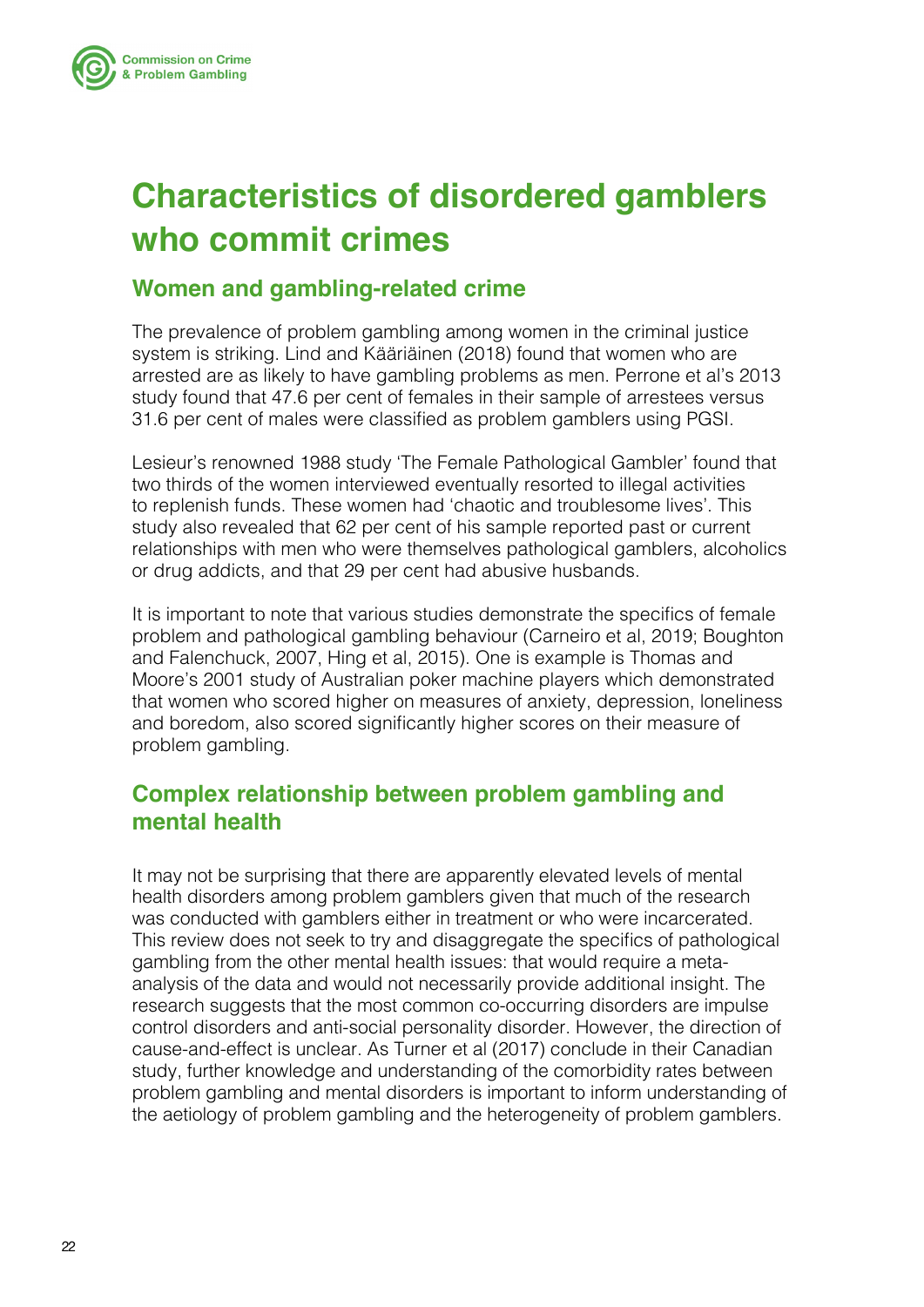# Characteristics of disordered gamblers who commit crimes

## Women and gambling-related crime

The prevalence of problem gambling among women in the criminal justice system is striking. Lind and Kääriäinen (2018) found that women who are arrested are as likely to have gambling problems as men. Perrone et al's 2013 study found that 47.6 per cent of females in their sample of arrestees versus 31.6 per cent of males were classified as problem gamblers using PGSI.

Lesieur's renowned 1988 study 'The Female Pathological Gambler' found that two thirds of the women interviewed eventually resorted to illegal activities to replenish funds. These women had 'chaotic and troublesome lives'. This study also revealed that 62 per cent of his sample reported past or current relationships with men who were themselves pathological gamblers, alcoholics or drug addicts, and that 29 per cent had abusive husbands.

It is important to note that various studies demonstrate the specifics of female problem and pathological gambling behaviour (Carneiro et al, 2019; Boughton and Falenchuck, 2007, Hing et al, 2015). One is example is Thomas and Moore's 2001 study of Australian poker machine players which demonstrated that women who scored higher on measures of anxiety, depression, loneliness and boredom, also scored significantly higher scores on their measure of problem gambling.

## Complex relationship between problem gambling and mental health

It may not be surprising that there are apparently elevated levels of mental health disorders among problem gamblers given that much of the research was conducted with gamblers either in treatment or who were incarcerated. This review does not seek to try and disaggregate the specifics of pathological gambling from the other mental health issues: that would require a meta-analysis of the data and would not necessarily provide additional insight. The research suggests that the most common co-occurring disorders are impulse control disorders and anti-social personality disorder. However, the direction of cause-and-effect is unclear. As Turner et al (2017) conclude in their Canadian study, further knowledge and understanding of the comorbidity rates between problem gambling and mental disorders is important to inform understanding of the aetiology of problem gambling and the heterogeneity of problem gamblers.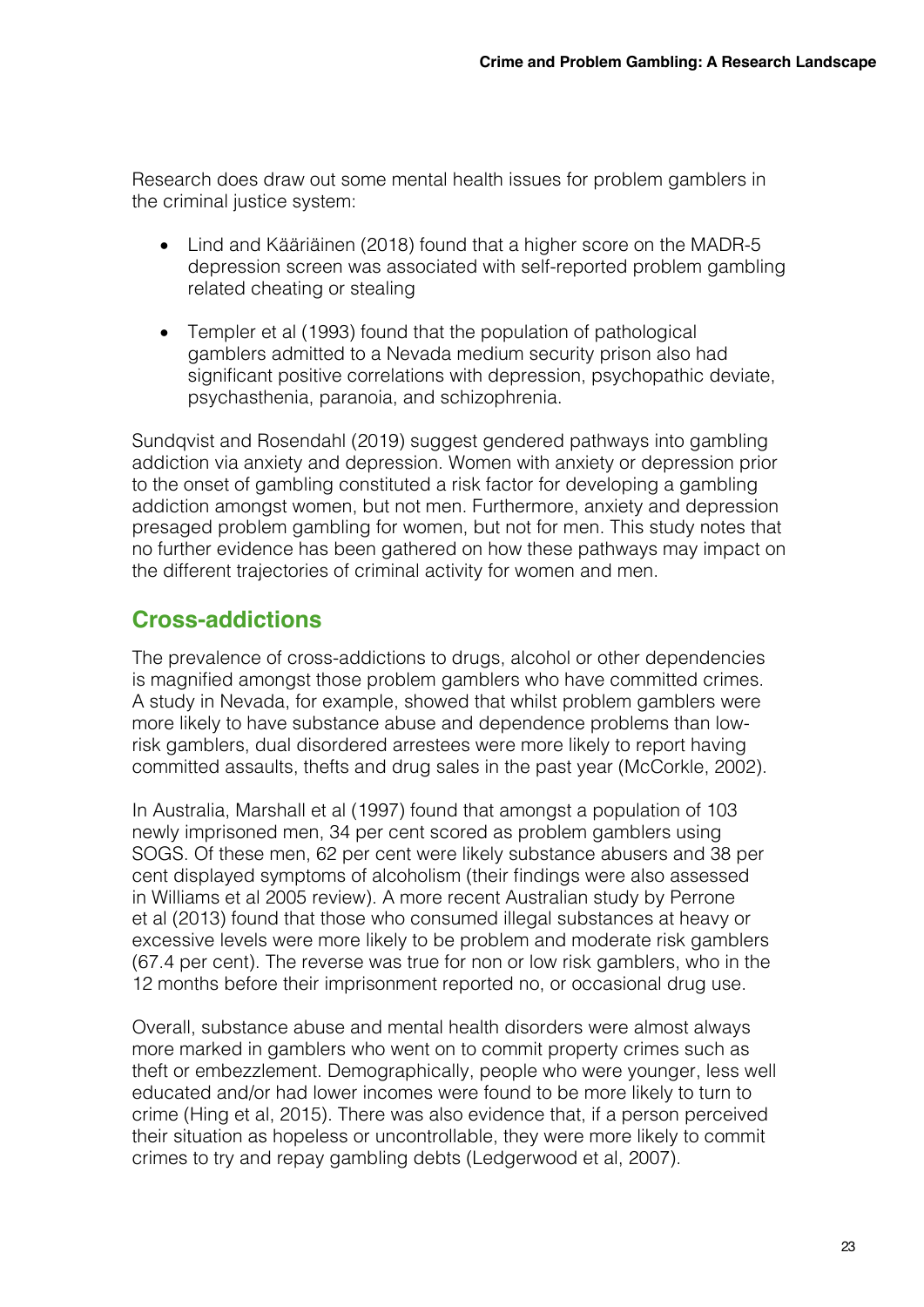Research does draw out some mental health issues for problem gamblers in the criminal justice system:

- Lind and Kääriäinen (2018) found that a higher score on the MADR-5 depression screen was associated with self-reported problem gambling related cheating or stealing
- Templer et al (1993) found that the population of pathological gamblers admitted to a Nevada medium security prison also had significant positive correlations with depression, psychopathic deviate, psychasthenia, paranoia, and schizophrenia.

Sundqvist and Rosendahl (2019) suggest gendered pathways into gambling addiction via anxiety and depression. Women with anxiety or depression prior to the onset of gambling constituted a risk factor for developing a gambling addiction amongst women, but not men. Furthermore, anxiety and depression presaged problem gambling for women, but not for men. This study notes that no further evidence has been gathered on how these pathways may impact on the different trajectories of criminal activity for women and men.

## Cross-addictions

The prevalence of cross-addictions to drugs, alcohol or other dependencies is magnified amongst those problem gamblers who have committed crimes. A study in Nevada, for example, showed that whilst problem gamblers were more likely to have substance abuse and dependence problems than low-risk gamblers, dual disordered arrestees were more likely to report having committed assaults, thefts and drug sales in the past year (McCorkle, 2002).

In Australia, Marshall et al (1997) found that amongst a population of 103 newly imprisoned men, 34 per cent scored as problem gamblers using SOGS. Of these men, 62 per cent were likely substance abusers and 38 per cent displayed symptoms of alcoholism (their findings were also assessed in Williams et al 2005 review). A more recent Australian study by Perrone et al (2013) found that those who consumed illegal substances at heavy or excessive levels were more likely to be problem and moderate risk gamblers (67.4 per cent). The reverse was true for non or low risk gamblers, who in the 12 months before their imprisonment reported no, or occasional drug use.

Overall, substance abuse and mental health disorders were almost always more marked in gamblers who went on to commit property crimes such as theft or embezzlement. Demographically, people who were younger, less well educated and/or had lower incomes were found to be more likely to turn to crime (Hing et al, 2015). There was also evidence that, if a person perceived their situation as hopeless or uncontrollable, they were more likely to commit crimes to try and repay gambling debts (Ledgerwood et al, 2007).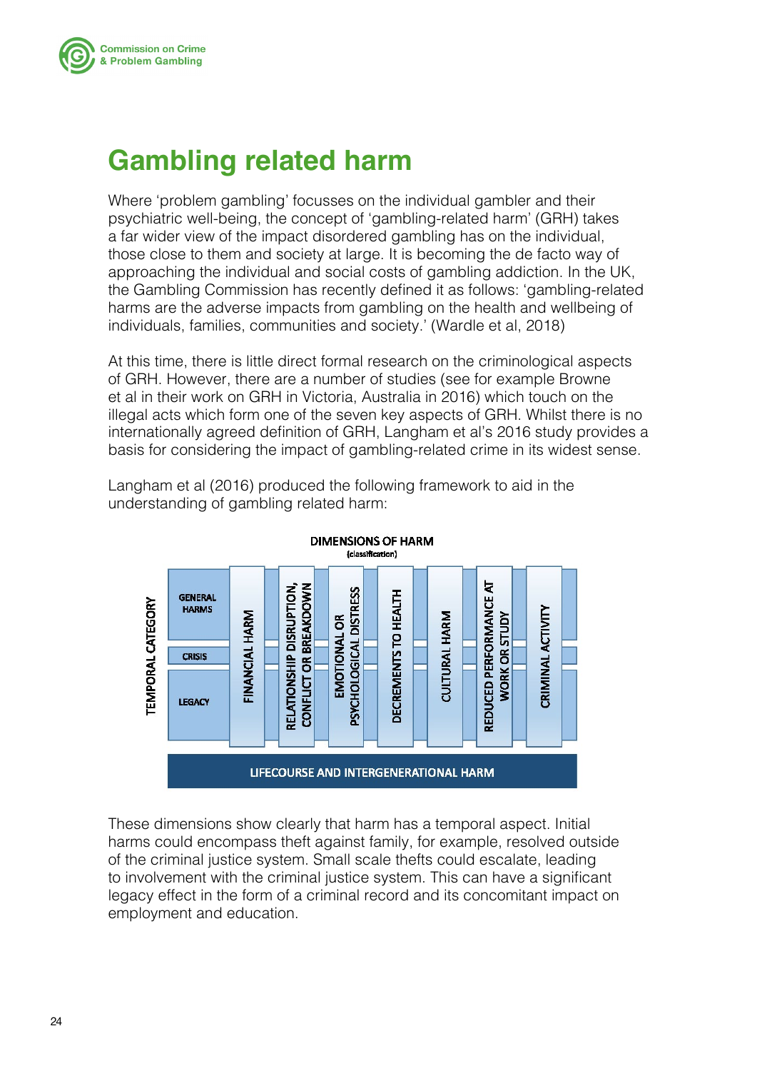# Gambling related harm

Where 'problem gambling' focusses on the individual gambler and their psychiatric well-being, the concept of 'gambling-related harm' (GRH) takes a far wider view of the impact disordered gambling has on the individual, those close to them and society at large. It is becoming the de facto way of approaching the individual and social costs of gambling addiction. In the UK, the Gambling Commission has recently defined it as follows: 'gambling-related harms are the adverse impacts from gambling on the health and wellbeing of individuals, families, communities and society.' (Wardle et al, 2018)

At this time, there is little direct formal research on the criminological aspects of GRH. However, there are a number of studies (see for example Browne et al in their work on GRH in Victoria, Australia in 2016) which touch on the illegal acts which form one of the seven key aspects of GRH. Whilst there is no internationally agreed definition of GRH, Langham et al's 2016 study provides a basis for considering the impact of gambling-related crime in its widest sense.

Langham et al (2016) produced the following framework to aid in the understanding of gambling related harm:

**DIMENSIONS OF HARM** (classification)

| TEMPORAL CATEGORY | FINANCIAL HARM | RELATIONSHIP DISRUPTION, CONFLICT OR BREAKDOWN | EMOTIONAL OR PSYCHOLOGICAL DISTRESS | DECREMENTS TO HEALTH | CULTURAL HARM | REDUCED PERFORMANCE AT WORK OR STUDY | CRIMINAL ACTIVITY |
|---|---|---|---|---|---|---|---|
| GENERAL HARMS | | | | | | | |
| CRISIS | | | | | | | |
| LEGACY | | | | | | | |

LIFECOURSE AND INTERGENERATIONAL HARM

These dimensions show clearly that harm has a temporal aspect. Initial harms could encompass theft against family, for example, resolved outside of the criminal justice system. Small scale thefts could escalate, leading to involvement with the criminal justice system. This can have a significant legacy effect in the form of a criminal record and its concomitant impact on employment and education.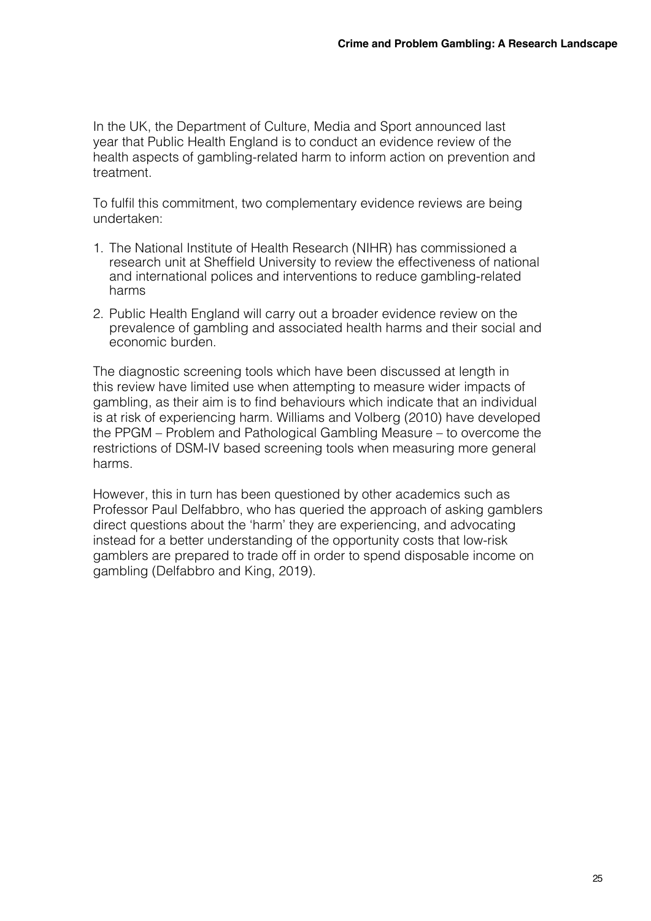In the UK, the Department of Culture, Media and Sport announced last year that Public Health England is to conduct an evidence review of the health aspects of gambling-related harm to inform action on prevention and treatment.

To fulfil this commitment, two complementary evidence reviews are being undertaken:

1. The National Institute of Health Research (NIHR) has commissioned a research unit at Sheffield University to review the effectiveness of national and international polices and interventions to reduce gambling-related harms
2. Public Health England will carry out a broader evidence review on the prevalence of gambling and associated health harms and their social and economic burden.

The diagnostic screening tools which have been discussed at length in this review have limited use when attempting to measure wider impacts of gambling, as their aim is to find behaviours which indicate that an individual is at risk of experiencing harm. Williams and Volberg (2010) have developed the PPGM – Problem and Pathological Gambling Measure – to overcome the restrictions of DSM-IV based screening tools when measuring more general harms.

However, this in turn has been questioned by other academics such as Professor Paul Delfabbro, who has queried the approach of asking gamblers direct questions about the 'harm' they are experiencing, and advocating instead for a better understanding of the opportunity costs that low-risk gamblers are prepared to trade off in order to spend disposable income on gambling (Delfabbro and King, 2019).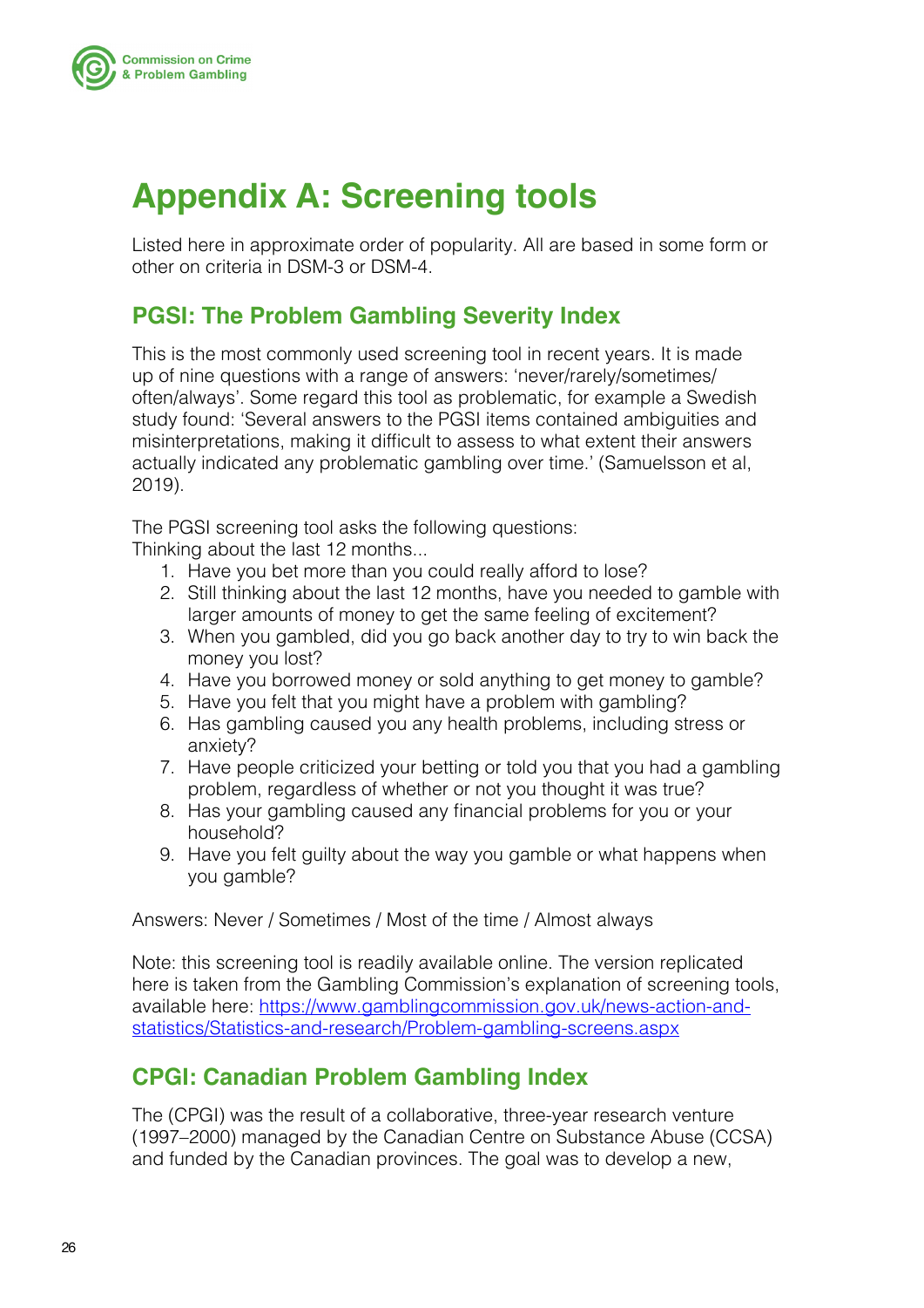# Appendix A: Screening tools

Listed here in approximate order of popularity. All are based in some form or other on criteria in DSM-3 or DSM-4.

## PGSI: The Problem Gambling Severity Index

This is the most commonly used screening tool in recent years. It is made up of nine questions with a range of answers: 'never/rarely/sometimes/often/always'. Some regard this tool as problematic, for example a Swedish study found: 'Several answers to the PGSI items contained ambiguities and misinterpretations, making it difficult to assess to what extent their answers actually indicated any problematic gambling over time.' (Samuelsson et al, 2019).

The PGSI screening tool asks the following questions:
Thinking about the last 12 months...

1. Have you bet more than you could really afford to lose?
2. Still thinking about the last 12 months, have you needed to gamble with larger amounts of money to get the same feeling of excitement?
3. When you gambled, did you go back another day to try to win back the money you lost?
4. Have you borrowed money or sold anything to get money to gamble?
5. Have you felt that you might have a problem with gambling?
6. Has gambling caused you any health problems, including stress or anxiety?
7. Have people criticized your betting or told you that you had a gambling problem, regardless of whether or not you thought it was true?
8. Has your gambling caused any financial problems for you or your household?
9. Have you felt guilty about the way you gamble or what happens when you gamble?

Answers: Never / Sometimes / Most of the time / Almost always

Note: this screening tool is readily available online. The version replicated here is taken from the Gambling Commission's explanation of screening tools, available here: [https://www.gamblingcommission.gov.uk/news-action-and-statistics/Statistics-and-research/Problem-gambling-screens.aspx](https://www.gamblingcommission.gov.uk/news-action-and-statistics/Statistics-and-research/Problem-gambling-screens.aspx)

## CPGI: Canadian Problem Gambling Index

The (CPGI) was the result of a collaborative, three-year research venture (1997–2000) managed by the Canadian Centre on Substance Abuse (CCSA) and funded by the Canadian provinces. The goal was to develop a new,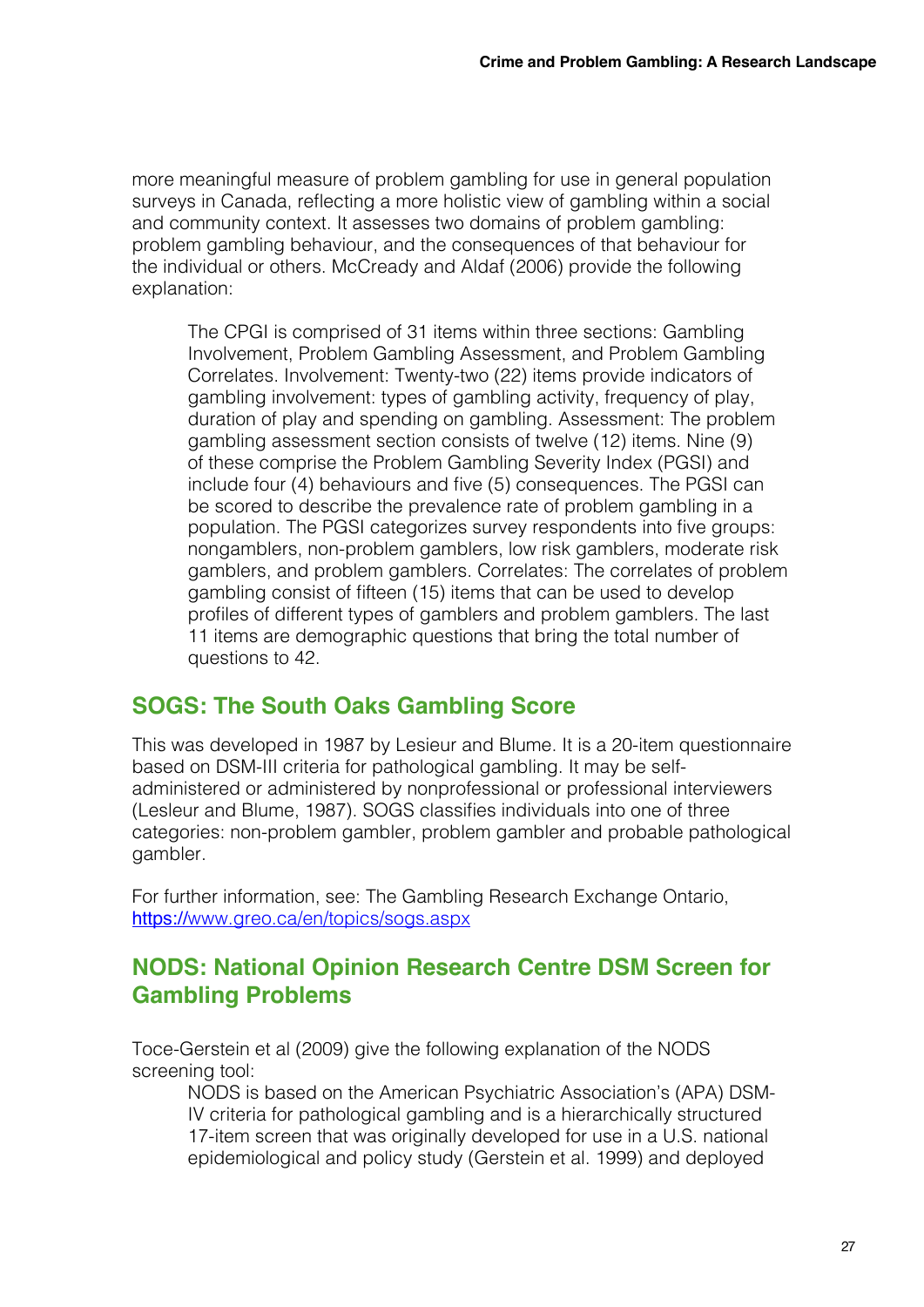more meaningful measure of problem gambling for use in general population surveys in Canada, reflecting a more holistic view of gambling within a social and community context. It assesses two domains of problem gambling: problem gambling behaviour, and the consequences of that behaviour for the individual or others. McCready and Aldaf (2006) provide the following explanation:

> The CPGI is comprised of 31 items within three sections: Gambling Involvement, Problem Gambling Assessment, and Problem Gambling Correlates. Involvement: Twenty-two (22) items provide indicators of gambling involvement: types of gambling activity, frequency of play, duration of play and spending on gambling. Assessment: The problem gambling assessment section consists of twelve (12) items. Nine (9) of these comprise the Problem Gambling Severity Index (PGSI) and include four (4) behaviours and five (5) consequences. The PGSI can be scored to describe the prevalence rate of problem gambling in a population. The PGSI categorizes survey respondents into five groups: nongamblers, non-problem gamblers, low risk gamblers, moderate risk gamblers, and problem gamblers. Correlates: The correlates of problem gambling consist of fifteen (15) items that can be used to develop profiles of different types of gamblers and problem gamblers. The last 11 items are demographic questions that bring the total number of questions to 42.

## SOGS: The South Oaks Gambling Score

This was developed in 1987 by Lesieur and Blume. It is a 20-item questionnaire based on DSM-III criteria for pathological gambling. It may be self-administered or administered by nonprofessional or professional interviewers (Lesleur and Blume, 1987). SOGS classifies individuals into one of three categories: non-problem gambler, problem gambler and probable pathological gambler.

For further information, see: The Gambling Research Exchange Ontario, https://www.greo.ca/en/topics/sogs.aspx

## NODS: National Opinion Research Centre DSM Screen for Gambling Problems

Toce-Gerstein et al (2009) give the following explanation of the NODS screening tool:

> NODS is based on the American Psychiatric Association's (APA) DSM-IV criteria for pathological gambling and is a hierarchically structured 17-item screen that was originally developed for use in a U.S. national epidemiological and policy study (Gerstein et al. 1999) and deployed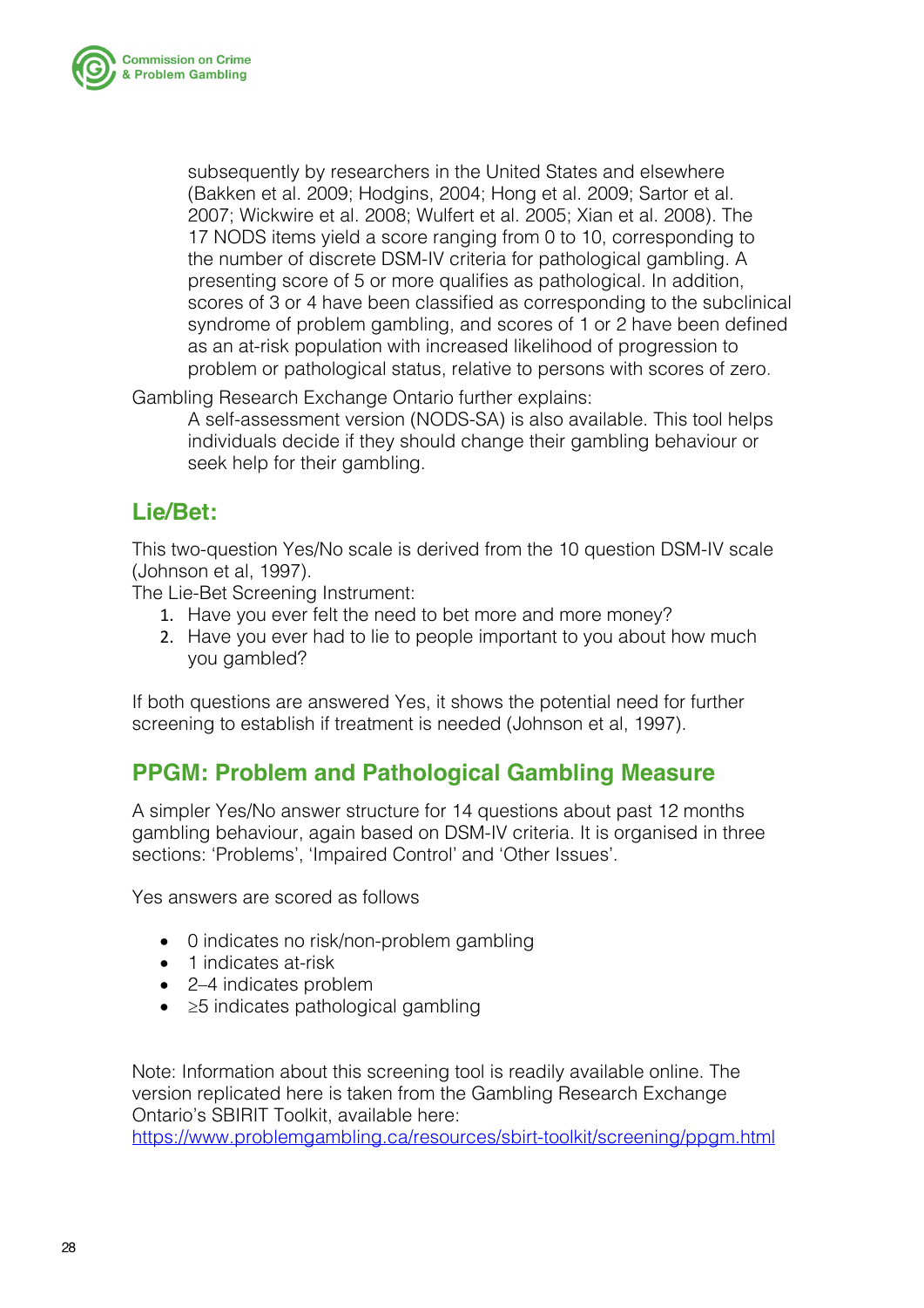> subsequently by researchers in the United States and elsewhere (Bakken et al. 2009; Hodgins, 2004; Hong et al. 2009; Sartor et al. 2007; Wickwire et al. 2008; Wulfert et al. 2005; Xian et al. 2008). The 17 NODS items yield a score ranging from 0 to 10, corresponding to the number of discrete DSM-IV criteria for pathological gambling. A presenting score of 5 or more qualifies as pathological. In addition, scores of 3 or 4 have been classified as corresponding to the subclinical syndrome of problem gambling, and scores of 1 or 2 have been defined as an at-risk population with increased likelihood of progression to problem or pathological status, relative to persons with scores of zero.

Gambling Research Exchange Ontario further explains:

> A self-assessment version (NODS-SA) is also available. This tool helps individuals decide if they should change their gambling behaviour or seek help for their gambling.

## Lie/Bet:

This two-question Yes/No scale is derived from the 10 question DSM-IV scale (Johnson et al, 1997).

The Lie-Bet Screening Instrument:

1. Have you ever felt the need to bet more and more money?
2. Have you ever had to lie to people important to you about how much you gambled?

If both questions are answered Yes, it shows the potential need for further screening to establish if treatment is needed (Johnson et al, 1997).

## PPGM: Problem and Pathological Gambling Measure

A simpler Yes/No answer structure for 14 questions about past 12 months gambling behaviour, again based on DSM-IV criteria. It is organised in three sections: 'Problems', 'Impaired Control' and 'Other Issues'.

Yes answers are scored as follows

- 0 indicates no risk/non-problem gambling
- 1 indicates at-risk
- 2–4 indicates problem
- ≥5 indicates pathological gambling

Note: Information about this screening tool is readily available online. The version replicated here is taken from the Gambling Research Exchange Ontario's SBIRIT Toolkit, available here: https://www.problemgambling.ca/resources/sbirt-toolkit/screening/ppgm.html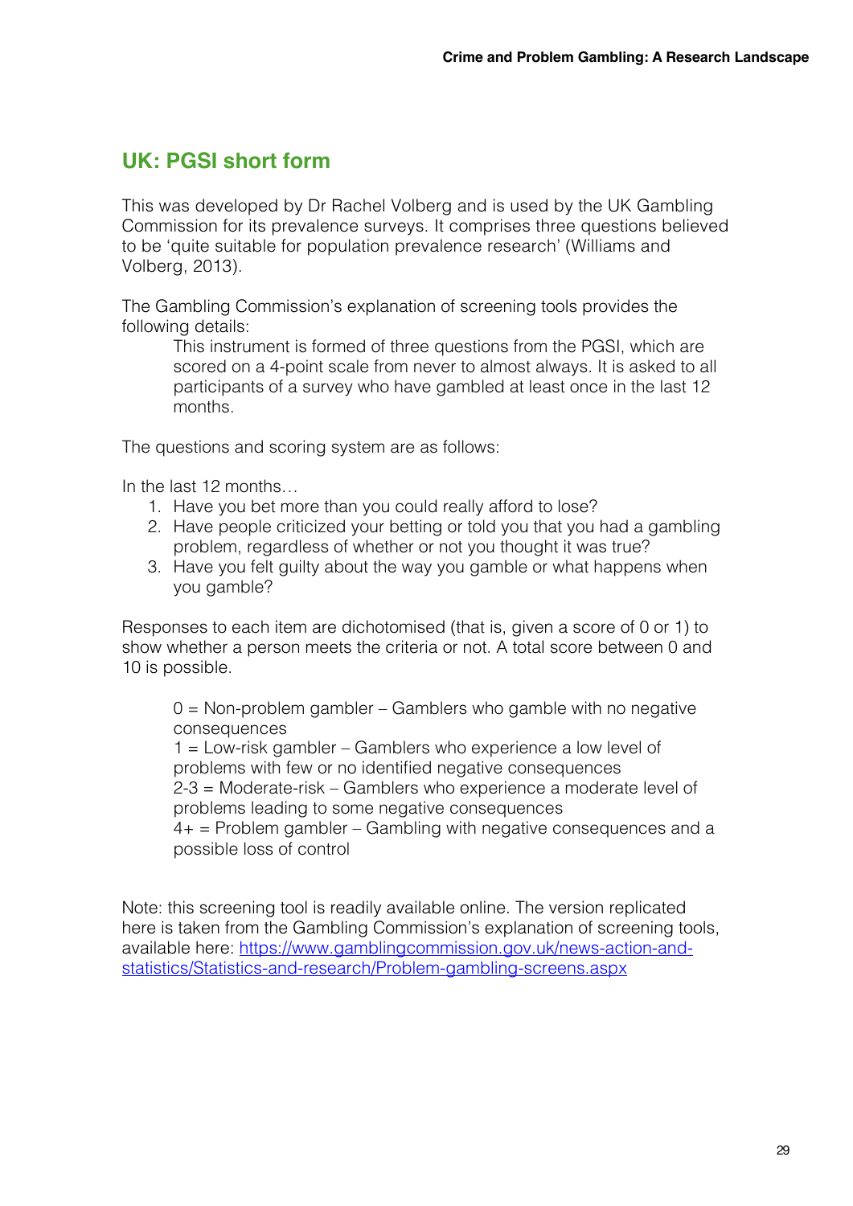## UK: PGSI short form

This was developed by Dr Rachel Volberg and is used by the UK Gambling Commission for its prevalence surveys. It comprises three questions believed to be 'quite suitable for population prevalence research' (Williams and Volberg, 2013).

The Gambling Commission's explanation of screening tools provides the following details:

> This instrument is formed of three questions from the PGSI, which are scored on a 4-point scale from never to almost always. It is asked to all participants of a survey who have gambled at least once in the last 12 months.

The questions and scoring system are as follows:

In the last 12 months…

1. Have you bet more than you could really afford to lose?
2. Have people criticized your betting or told you that you had a gambling problem, regardless of whether or not you thought it was true?
3. Have you felt guilty about the way you gamble or what happens when you gamble?

Responses to each item are dichotomised (that is, given a score of 0 or 1) to show whether a person meets the criteria or not. A total score between 0 and 10 is possible.

> 0 = Non-problem gambler – Gamblers who gamble with no negative consequences
> 1 = Low-risk gambler – Gamblers who experience a low level of problems with few or no identified negative consequences
> 2-3 = Moderate-risk – Gamblers who experience a moderate level of problems leading to some negative consequences
> 4+ = Problem gambler – Gambling with negative consequences and a possible loss of control

Note: this screening tool is readily available online. The version replicated here is taken from the Gambling Commission's explanation of screening tools, available here: https://www.gamblingcommission.gov.uk/news-action-and-statistics/Statistics-and-research/Problem-gambling-screens.aspx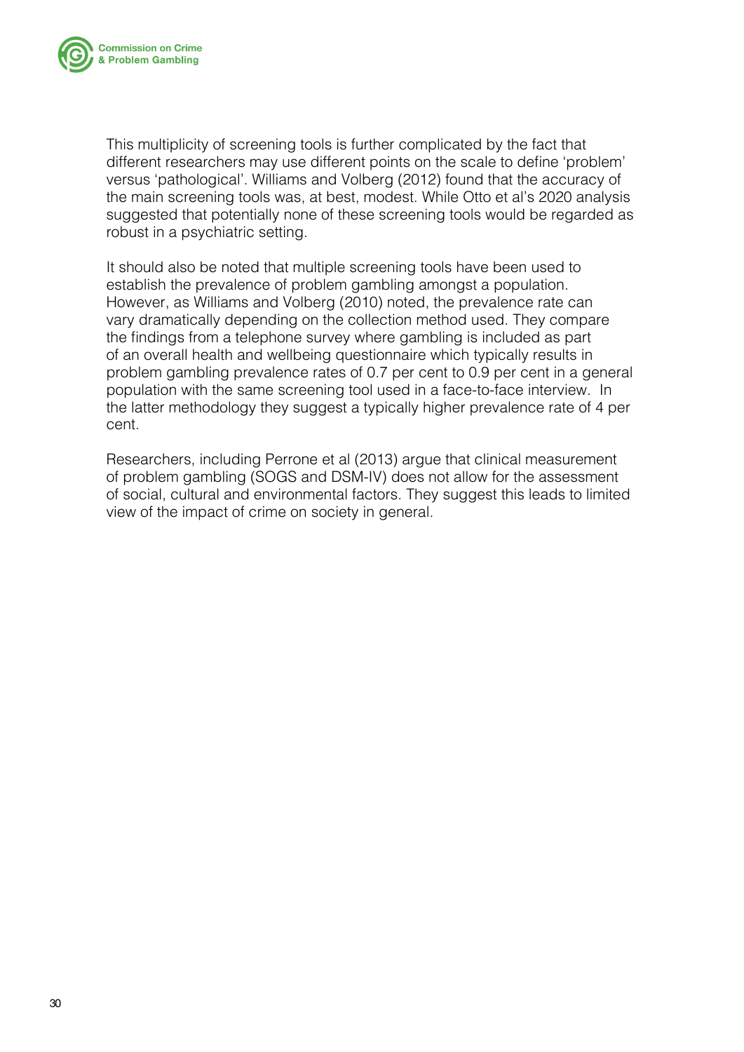This multiplicity of screening tools is further complicated by the fact that different researchers may use different points on the scale to define 'problem' versus 'pathological'. Williams and Volberg (2012) found that the accuracy of the main screening tools was, at best, modest. While Otto et al's 2020 analysis suggested that potentially none of these screening tools would be regarded as robust in a psychiatric setting.

It should also be noted that multiple screening tools have been used to establish the prevalence of problem gambling amongst a population. However, as Williams and Volberg (2010) noted, the prevalence rate can vary dramatically depending on the collection method used. They compare the findings from a telephone survey where gambling is included as part of an overall health and wellbeing questionnaire which typically results in problem gambling prevalence rates of 0.7 per cent to 0.9 per cent in a general population with the same screening tool used in a face-to-face interview. In the latter methodology they suggest a typically higher prevalence rate of 4 per cent.

Researchers, including Perrone et al (2013) argue that clinical measurement of problem gambling (SOGS and DSM-IV) does not allow for the assessment of social, cultural and environmental factors. They suggest this leads to limited view of the impact of crime on society in general.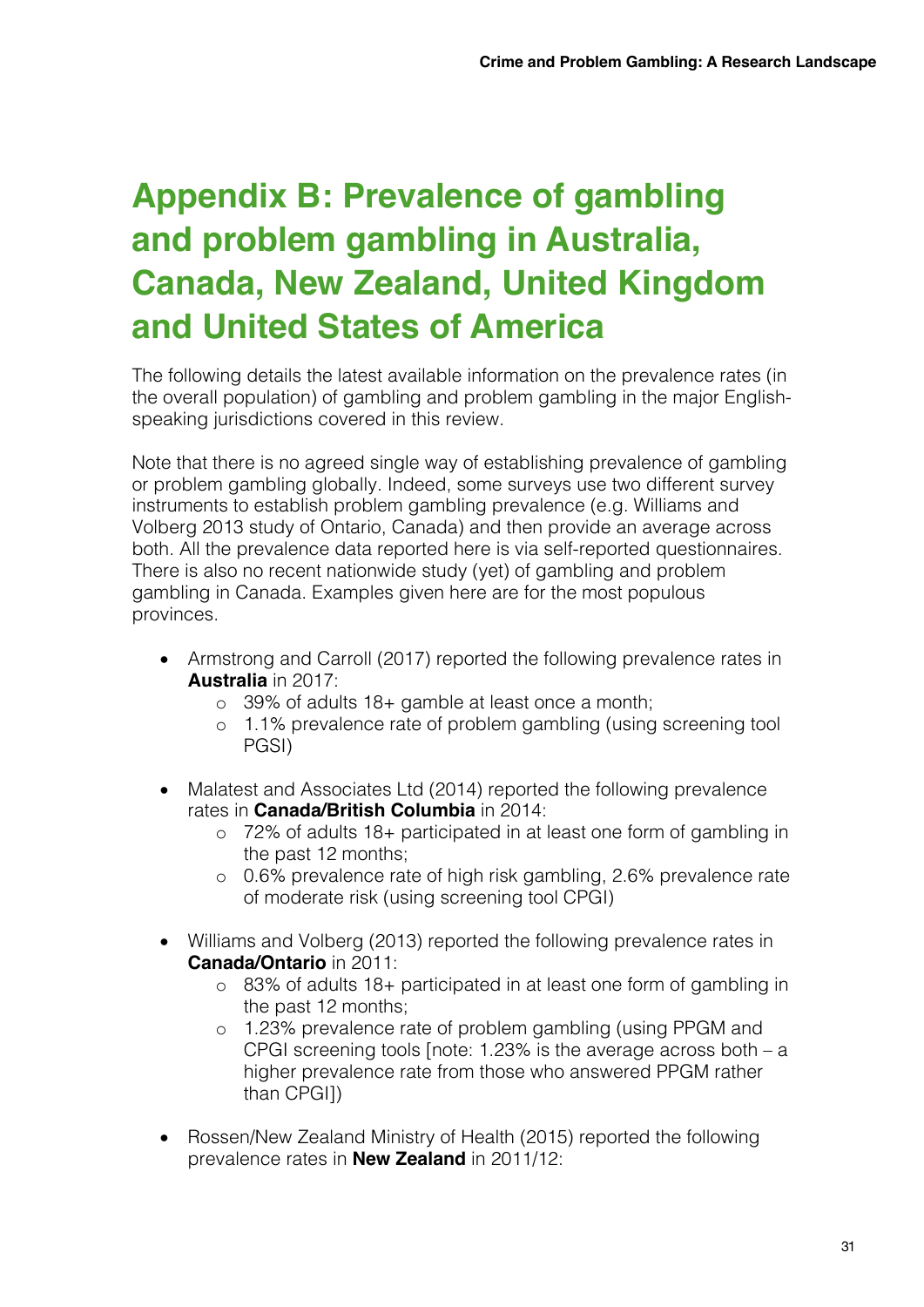# Appendix B: Prevalence of gambling and problem gambling in Australia, Canada, New Zealand, United Kingdom and United States of America

The following details the latest available information on the prevalence rates (in the overall population) of gambling and problem gambling in the major English-speaking jurisdictions covered in this review.

Note that there is no agreed single way of establishing prevalence of gambling or problem gambling globally. Indeed, some surveys use two different survey instruments to establish problem gambling prevalence (e.g. Williams and Volberg 2013 study of Ontario, Canada) and then provide an average across both. All the prevalence data reported here is via self-reported questionnaires. There is also no recent nationwide study (yet) of gambling and problem gambling in Canada. Examples given here are for the most populous provinces.

- Armstrong and Carroll (2017) reported the following prevalence rates in **Australia** in 2017:
  - 39% of adults 18+ gamble at least once a month;
  - 1.1% prevalence rate of problem gambling (using screening tool PGSI)
- Malatest and Associates Ltd (2014) reported the following prevalence rates in **Canada/British Columbia** in 2014:
  - 72% of adults 18+ participated in at least one form of gambling in the past 12 months;
  - 0.6% prevalence rate of high risk gambling, 2.6% prevalence rate of moderate risk (using screening tool CPGI)
- Williams and Volberg (2013) reported the following prevalence rates in **Canada/Ontario** in 2011:
  - 83% of adults 18+ participated in at least one form of gambling in the past 12 months;
  - 1.23% prevalence rate of problem gambling (using PPGM and CPGI screening tools [note: 1.23% is the average across both – a higher prevalence rate from those who answered PPGM rather than CPGI])
- Rossen/New Zealand Ministry of Health (2015) reported the following prevalence rates in **New Zealand** in 2011/12: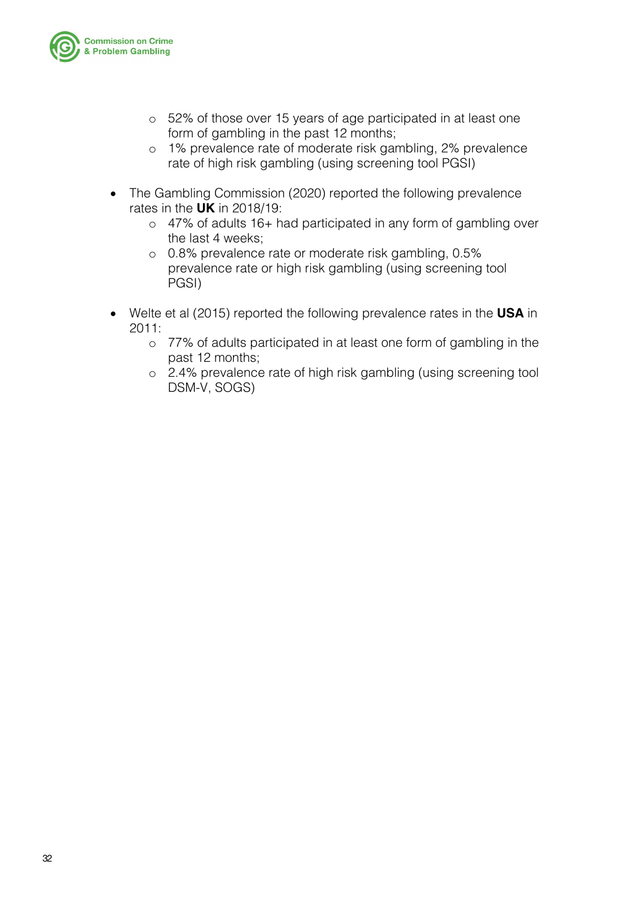- 52% of those over 15 years of age participated in at least one form of gambling in the past 12 months;
  - 1% prevalence rate of moderate risk gambling, 2% prevalence rate of high risk gambling (using screening tool PGSI)

- The Gambling Commission (2020) reported the following prevalence rates in the **UK** in 2018/19:
  - 47% of adults 16+ had participated in any form of gambling over the last 4 weeks;
  - 0.8% prevalence rate or moderate risk gambling, 0.5% prevalence rate or high risk gambling (using screening tool PGSI)

- Welte et al (2015) reported the following prevalence rates in the **USA** in 2011:
  - 77% of adults participated in at least one form of gambling in the past 12 months;
  - 2.4% prevalence rate of high risk gambling (using screening tool DSM-V, SOGS)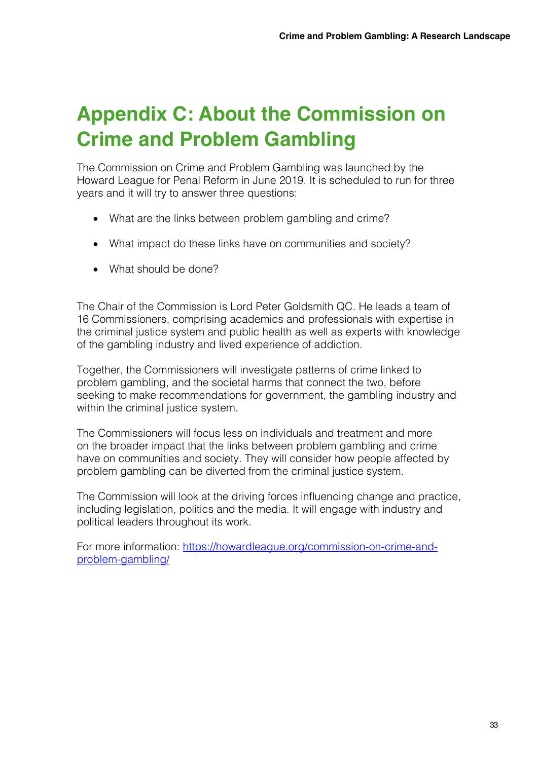# Appendix C: About the Commission on Crime and Problem Gambling

The Commission on Crime and Problem Gambling was launched by the Howard League for Penal Reform in June 2019. It is scheduled to run for three years and it will try to answer three questions:

- What are the links between problem gambling and crime?
- What impact do these links have on communities and society?
- What should be done?

The Chair of the Commission is Lord Peter Goldsmith QC. He leads a team of 16 Commissioners, comprising academics and professionals with expertise in the criminal justice system and public health as well as experts with knowledge of the gambling industry and lived experience of addiction.

Together, the Commissioners will investigate patterns of crime linked to problem gambling, and the societal harms that connect the two, before seeking to make recommendations for government, the gambling industry and within the criminal justice system.

The Commissioners will focus less on individuals and treatment and more on the broader impact that the links between problem gambling and crime have on communities and society. They will consider how people affected by problem gambling can be diverted from the criminal justice system.

The Commission will look at the driving forces influencing change and practice, including legislation, politics and the media. It will engage with industry and political leaders throughout its work.

For more information: [https://howardleague.org/commission-on-crime-and-problem-gambling/](https://howardleague.org/commission-on-crime-and-problem-gambling/)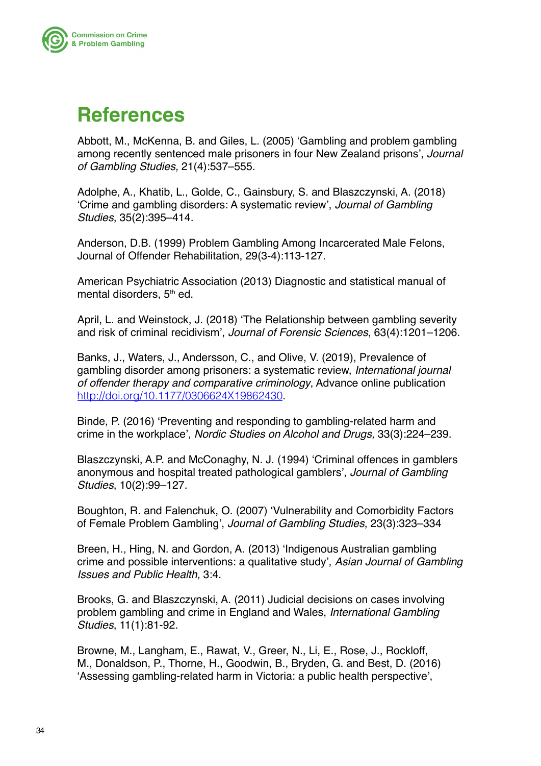# References

Abbott, M., McKenna, B. and Giles, L. (2005) 'Gambling and problem gambling among recently sentenced male prisoners in four New Zealand prisons', *Journal of Gambling Studies,* 21(4):537–555.

Adolphe, A., Khatib, L., Golde, C., Gainsbury, S. and Blaszczynski, A. (2018) 'Crime and gambling disorders: A systematic review', *Journal of Gambling Studies*, 35(2):395–414.

Anderson, D.B. (1999) Problem Gambling Among Incarcerated Male Felons, Journal of Offender Rehabilitation, 29(3-4):113-127.

American Psychiatric Association (2013) Diagnostic and statistical manual of mental disorders, 5th ed.

April, L. and Weinstock, J. (2018) 'The Relationship between gambling severity and risk of criminal recidivism', *Journal of Forensic Sciences*, 63(4):1201–1206.

Banks, J., Waters, J., Andersson, C., and Olive, V. (2019), Prevalence of gambling disorder among prisoners: a systematic review, *International journal of offender therapy and comparative criminology*, Advance online publication http://doi.org/10.1177/0306624X19862430.

Binde, P. (2016) 'Preventing and responding to gambling-related harm and crime in the workplace', *Nordic Studies on Alcohol and Drugs,* 33(3):224–239.

Blaszczynski, A.P. and McConaghy, N. J. (1994) 'Criminal offences in gamblers anonymous and hospital treated pathological gamblers', *Journal of Gambling Studies*, 10(2):99–127.

Boughton, R. and Falenchuk, O. (2007) 'Vulnerability and Comorbidity Factors of Female Problem Gambling', *Journal of Gambling Studies*, 23(3):323–334

Breen, H., Hing, N. and Gordon, A. (2013) 'Indigenous Australian gambling crime and possible interventions: a qualitative study', *Asian Journal of Gambling Issues and Public Health,* 3:4.

Brooks, G. and Blaszczynski, A. (2011) Judicial decisions on cases involving problem gambling and crime in England and Wales, *International Gambling Studies*, 11(1):81-92.

Browne, M., Langham, E., Rawat, V., Greer, N., Li, E., Rose, J., Rockloff, M., Donaldson, P., Thorne, H., Goodwin, B., Bryden, G. and Best, D. (2016) 'Assessing gambling-related harm in Victoria: a public health perspective',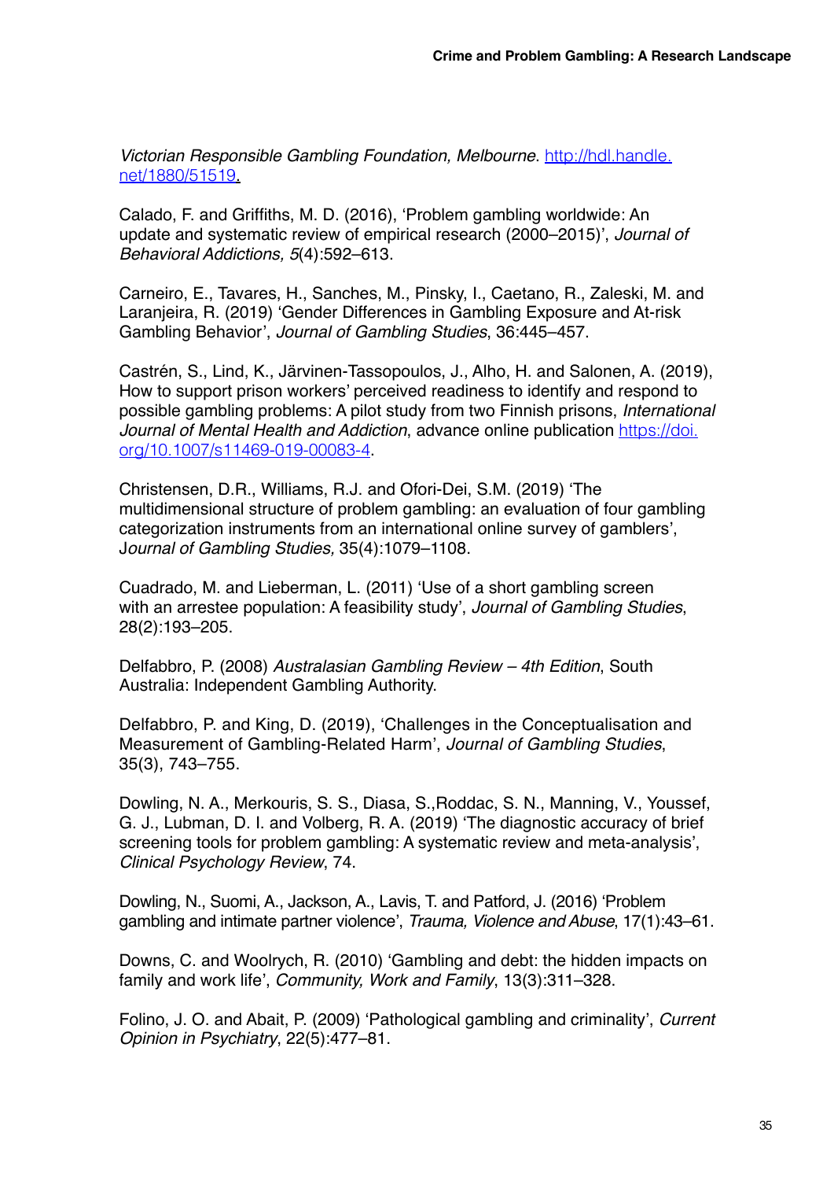*Victorian Responsible Gambling Foundation, Melbourne*. http://hdl.handle.net/1880/51519.

Calado, F. and Griffiths, M. D. (2016), 'Problem gambling worldwide: An update and systematic review of empirical research (2000–2015)', *Journal of Behavioral Addictions, 5*(4):592–613.

Carneiro, E., Tavares, H., Sanches, M., Pinsky, I., Caetano, R., Zaleski, M. and Laranjeira, R. (2019) 'Gender Differences in Gambling Exposure and At-risk Gambling Behavior', *Journal of Gambling Studies*, 36:445–457.

Castrén, S., Lind, K., Järvinen-Tassopoulos, J., Alho, H. and Salonen, A. (2019), How to support prison workers' perceived readiness to identify and respond to possible gambling problems: A pilot study from two Finnish prisons, *International Journal of Mental Health and Addiction*, advance online publication https://doi.org/10.1007/s11469-019-00083-4.

Christensen, D.R., Williams, R.J. and Ofori-Dei, S.M. (2019) 'The multidimensional structure of problem gambling: an evaluation of four gambling categorization instruments from an international online survey of gamblers', *Journal of Gambling Studies,* 35(4):1079–1108.

Cuadrado, M. and Lieberman, L. (2011) 'Use of a short gambling screen with an arrestee population: A feasibility study', *Journal of Gambling Studies*, 28(2):193–205.

Delfabbro, P. (2008) *Australasian Gambling Review – 4th Edition*, South Australia: Independent Gambling Authority.

Delfabbro, P. and King, D. (2019), 'Challenges in the Conceptualisation and Measurement of Gambling-Related Harm', *Journal of Gambling Studies*, 35(3), 743–755.

Dowling, N. A., Merkouris, S. S., Diasa, S.,Roddac, S. N., Manning, V., Youssef, G. J., Lubman, D. I. and Volberg, R. A. (2019) 'The diagnostic accuracy of brief screening tools for problem gambling: A systematic review and meta-analysis', *Clinical Psychology Review*, 74.

Dowling, N., Suomi, A., Jackson, A., Lavis, T. and Patford, J. (2016) 'Problem gambling and intimate partner violence', *Trauma, Violence and Abuse*, 17(1):43–61.

Downs, C. and Woolrych, R. (2010) 'Gambling and debt: the hidden impacts on family and work life', *Community, Work and Family*, 13(3):311–328.

Folino, J. O. and Abait, P. (2009) 'Pathological gambling and criminality', *Current Opinion in Psychiatry*, 22(5):477–81.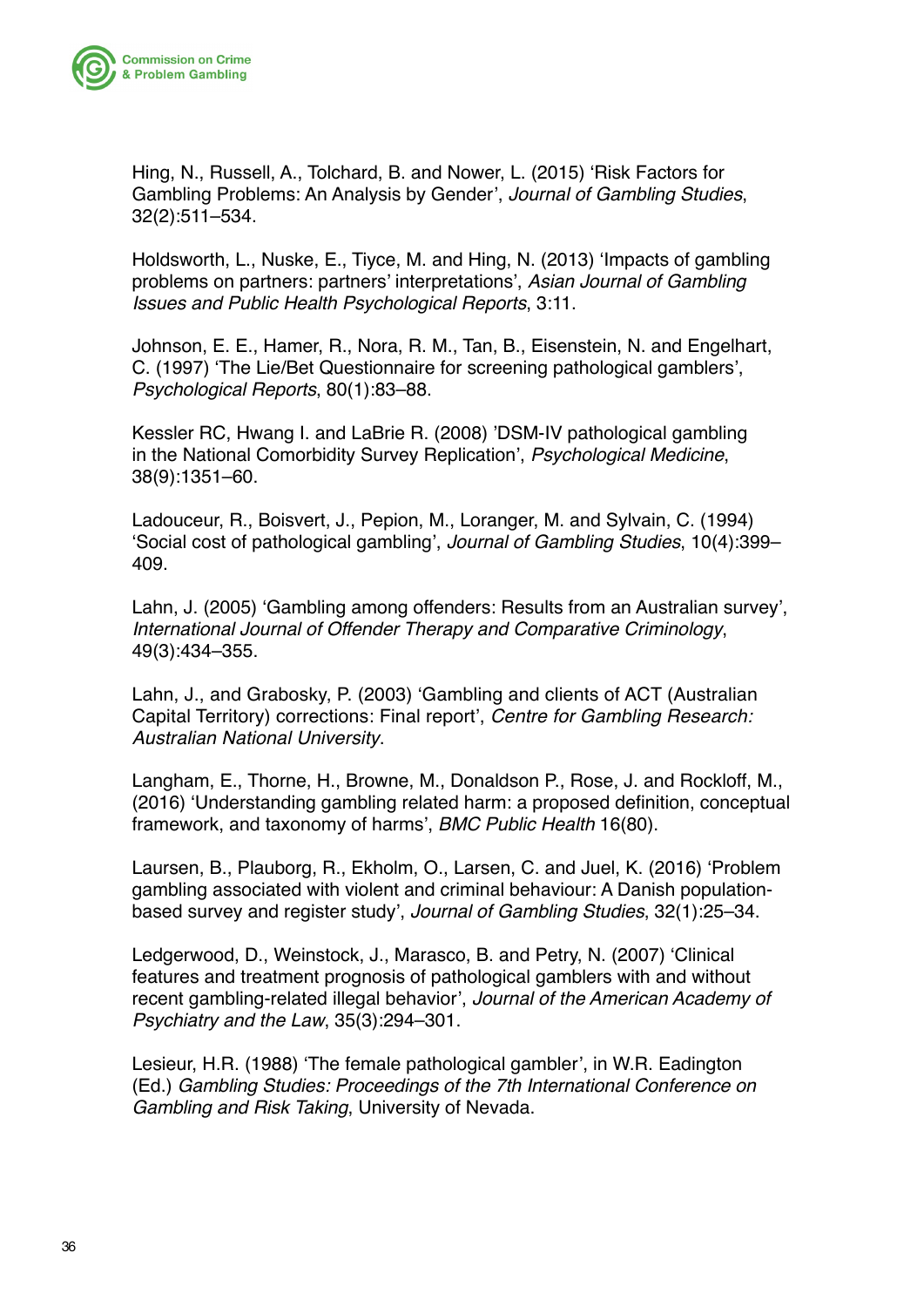Hing, N., Russell, A., Tolchard, B. and Nower, L. (2015) 'Risk Factors for Gambling Problems: An Analysis by Gender', *Journal of Gambling Studies*, 32(2):511–534.

Holdsworth, L., Nuske, E., Tiyce, M. and Hing, N. (2013) 'Impacts of gambling problems on partners: partners' interpretations', *Asian Journal of Gambling Issues and Public Health Psychological Reports*, 3:11.

Johnson, E. E., Hamer, R., Nora, R. M., Tan, B., Eisenstein, N. and Engelhart, C. (1997) 'The Lie/Bet Questionnaire for screening pathological gamblers', *Psychological Reports*, 80(1):83–88.

Kessler RC, Hwang I. and LaBrie R. (2008) 'DSM-IV pathological gambling in the National Comorbidity Survey Replication', *Psychological Medicine*, 38(9):1351–60.

Ladouceur, R., Boisvert, J., Pepion, M., Loranger, M. and Sylvain, C. (1994) 'Social cost of pathological gambling', *Journal of Gambling Studies*, 10(4):399–409.

Lahn, J. (2005) 'Gambling among offenders: Results from an Australian survey', *International Journal of Offender Therapy and Comparative Criminology*, 49(3):434–355.

Lahn, J., and Grabosky, P. (2003) 'Gambling and clients of ACT (Australian Capital Territory) corrections: Final report', *Centre for Gambling Research: Australian National University*.

Langham, E., Thorne, H., Browne, M., Donaldson P., Rose, J. and Rockloff, M., (2016) 'Understanding gambling related harm: a proposed definition, conceptual framework, and taxonomy of harms', *BMC Public Health* 16(80).

Laursen, B., Plauborg, R., Ekholm, O., Larsen, C. and Juel, K. (2016) 'Problem gambling associated with violent and criminal behaviour: A Danish population-based survey and register study', *Journal of Gambling Studies*, 32(1):25–34.

Ledgerwood, D., Weinstock, J., Marasco, B. and Petry, N. (2007) 'Clinical features and treatment prognosis of pathological gamblers with and without recent gambling-related illegal behavior', *Journal of the American Academy of Psychiatry and the Law*, 35(3):294–301.

Lesieur, H.R. (1988) 'The female pathological gambler', in W.R. Eadington (Ed.) *Gambling Studies: Proceedings of the 7th International Conference on Gambling and Risk Taking*, University of Nevada.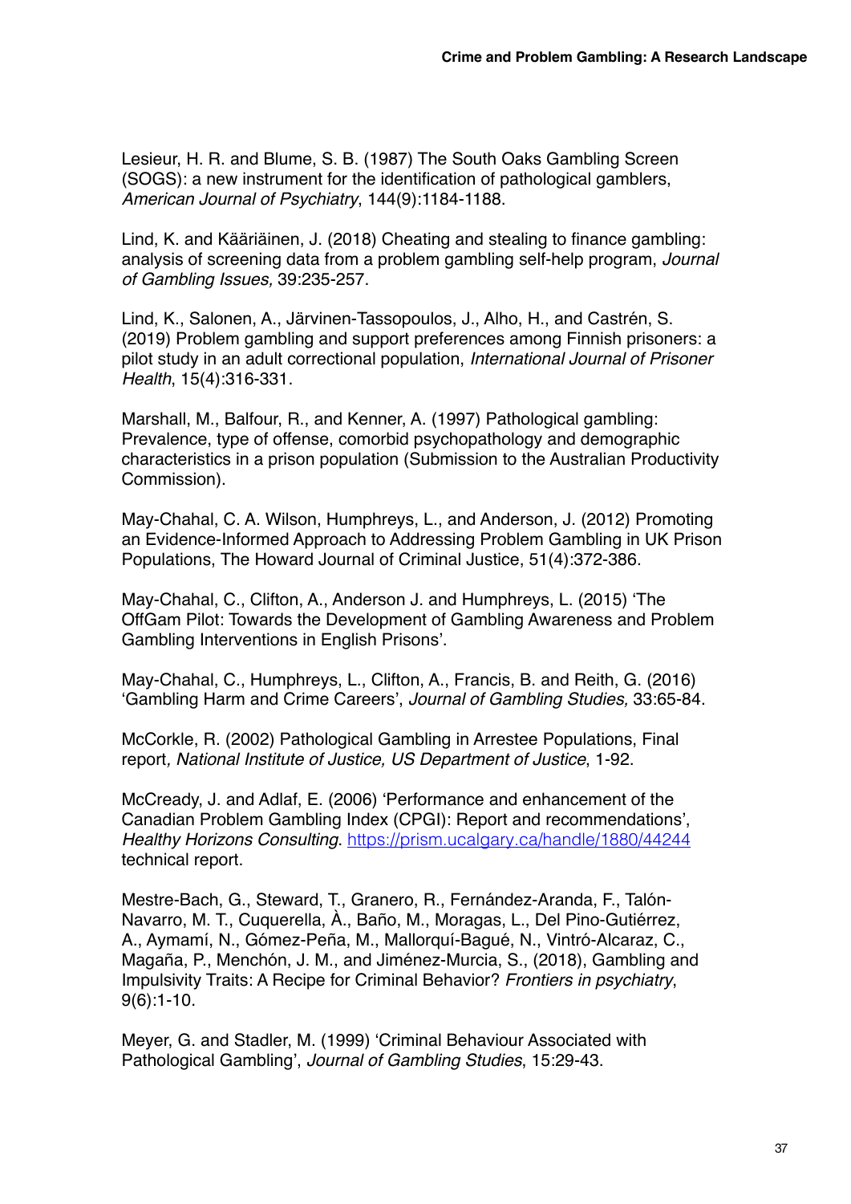Lesieur, H. R. and Blume, S. B. (1987) The South Oaks Gambling Screen (SOGS): a new instrument for the identification of pathological gamblers, *American Journal of Psychiatry*, 144(9):1184-1188.

Lind, K. and Kääriäinen, J. (2018) Cheating and stealing to finance gambling: analysis of screening data from a problem gambling self-help program, *Journal of Gambling Issues,* 39:235-257.

Lind, K., Salonen, A., Järvinen-Tassopoulos, J., Alho, H., and Castrén, S. (2019) Problem gambling and support preferences among Finnish prisoners: a pilot study in an adult correctional population, *International Journal of Prisoner Health*, 15(4):316-331.

Marshall, M., Balfour, R., and Kenner, A. (1997) Pathological gambling: Prevalence, type of offense, comorbid psychopathology and demographic characteristics in a prison population (Submission to the Australian Productivity Commission).

May-Chahal, C. A. Wilson, Humphreys, L., and Anderson, J. (2012) Promoting an Evidence-Informed Approach to Addressing Problem Gambling in UK Prison Populations, The Howard Journal of Criminal Justice, 51(4):372-386.

May-Chahal, C., Clifton, A., Anderson J. and Humphreys, L. (2015) 'The OffGam Pilot: Towards the Development of Gambling Awareness and Problem Gambling Interventions in English Prisons'.

May-Chahal, C., Humphreys, L., Clifton, A., Francis, B. and Reith, G. (2016) 'Gambling Harm and Crime Careers', *Journal of Gambling Studies,* 33:65-84.

McCorkle, R. (2002) Pathological Gambling in Arrestee Populations, Final report*, National Institute of Justice, US Department of Justice*, 1-92.

McCready, J. and Adlaf, E. (2006) 'Performance and enhancement of the Canadian Problem Gambling Index (CPGI): Report and recommendations', *Healthy Horizons Consulting*. https://prism.ucalgary.ca/handle/1880/44244 technical report.

Mestre-Bach, G., Steward, T., Granero, R., Fernández-Aranda, F., Talón-Navarro, M. T., Cuquerella, À., Baño, M., Moragas, L., Del Pino-Gutiérrez, A., Aymamí, N., Gómez-Peña, M., Mallorquí-Bagué, N., Vintró-Alcaraz, C., Magaña, P., Menchón, J. M., and Jiménez-Murcia, S., (2018), Gambling and Impulsivity Traits: A Recipe for Criminal Behavior? *Frontiers in psychiatry*, 9(6):1-10.

Meyer, G. and Stadler, M. (1999) 'Criminal Behaviour Associated with Pathological Gambling', *Journal of Gambling Studies*, 15:29-43.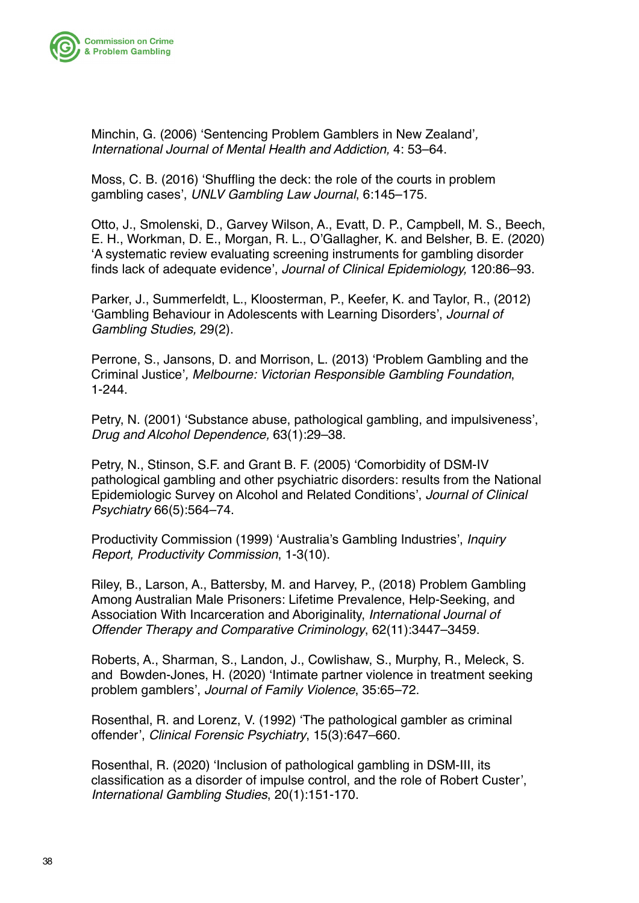Minchin, G. (2006) 'Sentencing Problem Gamblers in New Zealand', *International Journal of Mental Health and Addiction,* 4: 53–64.

Moss, C. B. (2016) 'Shuffling the deck: the role of the courts in problem gambling cases', *UNLV Gambling Law Journal*, 6:145–175.

Otto, J., Smolenski, D., Garvey Wilson, A., Evatt, D. P., Campbell, M. S., Beech, E. H., Workman, D. E., Morgan, R. L., O'Gallagher, K. and Belsher, B. E. (2020) 'A systematic review evaluating screening instruments for gambling disorder finds lack of adequate evidence', *Journal of Clinical Epidemiology,* 120:86–93.

Parker, J., Summerfeldt, L., Kloosterman, P., Keefer, K. and Taylor, R., (2012) 'Gambling Behaviour in Adolescents with Learning Disorders', *Journal of Gambling Studies,* 29(2).

Perrone, S., Jansons, D. and Morrison, L. (2013) 'Problem Gambling and the Criminal Justice'*, Melbourne: Victorian Responsible Gambling Foundation*, 1-244.

Petry, N. (2001) 'Substance abuse, pathological gambling, and impulsiveness', *Drug and Alcohol Dependence,* 63(1):29–38.

Petry, N., Stinson, S.F. and Grant B. F. (2005) 'Comorbidity of DSM-IV pathological gambling and other psychiatric disorders: results from the National Epidemiologic Survey on Alcohol and Related Conditions', *Journal of Clinical Psychiatry* 66(5):564–74.

Productivity Commission (1999) 'Australia's Gambling Industries', *Inquiry Report, Productivity Commission*, 1-3(10).

Riley, B., Larson, A., Battersby, M. and Harvey, P., (2018) Problem Gambling Among Australian Male Prisoners: Lifetime Prevalence, Help-Seeking, and Association With Incarceration and Aboriginality, *International Journal of Offender Therapy and Comparative Criminology*, 62(11):3447–3459.

Roberts, A., Sharman, S., Landon, J., Cowlishaw, S., Murphy, R., Meleck, S. and Bowden-Jones, H. (2020) 'Intimate partner violence in treatment seeking problem gamblers', *Journal of Family Violence*, 35:65–72.

Rosenthal, R. and Lorenz, V. (1992) 'The pathological gambler as criminal offender', *Clinical Forensic Psychiatry*, 15(3):647–660.

Rosenthal, R. (2020) 'Inclusion of pathological gambling in DSM-III, its classification as a disorder of impulse control, and the role of Robert Custer', *International Gambling Studies*, 20(1):151-170.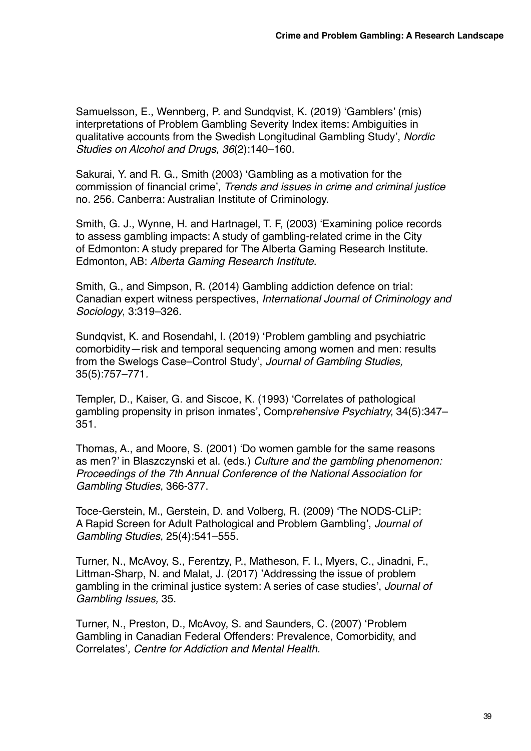Samuelsson, E., Wennberg, P. and Sundqvist, K. (2019) 'Gamblers' (mis) interpretations of Problem Gambling Severity Index items: Ambiguities in qualitative accounts from the Swedish Longitudinal Gambling Study', *Nordic Studies on Alcohol and Drugs, 36*(2):140–160.

Sakurai, Y. and R. G., Smith (2003) 'Gambling as a motivation for the commission of financial crime', *Trends and issues in crime and criminal justice* no. 256. Canberra: Australian Institute of Criminology.

Smith, G. J., Wynne, H. and Hartnagel, T. F, (2003) 'Examining police records to assess gambling impacts: A study of gambling-related crime in the City of Edmonton: A study prepared for The Alberta Gaming Research Institute. Edmonton, AB: *Alberta Gaming Research Institute*.

Smith, G., and Simpson, R. (2014) Gambling addiction defence on trial: Canadian expert witness perspectives, *International Journal of Criminology and Sociology*, 3:319–326.

Sundqvist, K. and Rosendahl, I. (2019) 'Problem gambling and psychiatric comorbidity—risk and temporal sequencing among women and men: results from the Swelogs Case–Control Study', *Journal of Gambling Studies,* 35(5):757–771.

Templer, D., Kaiser, G. and Siscoe, K. (1993) 'Correlates of pathological gambling propensity in prison inmates', Comp*rehensive Psychiatry,* 34(5):347–351.

Thomas, A., and Moore, S. (2001) 'Do women gamble for the same reasons as men?' in Blaszczynski et al. (eds.) *Culture and the gambling phenomenon: Proceedings of the 7th Annual Conference of the National Association for Gambling Studies*, 366-377.

Toce-Gerstein, M., Gerstein, D. and Volberg, R. (2009) 'The NODS-CLiP: A Rapid Screen for Adult Pathological and Problem Gambling', *Journal of Gambling Studies*, 25(4):541–555.

Turner, N., McAvoy, S., Ferentzy, P., Matheson, F. I., Myers, C., Jinadni, F., Littman-Sharp, N. and Malat, J. (2017) 'Addressing the issue of problem gambling in the criminal justice system: A series of case studies', *Journal of Gambling Issues,* 35.

Turner, N., Preston, D., McAvoy, S. and Saunders, C. (2007) 'Problem Gambling in Canadian Federal Offenders: Prevalence, Comorbidity, and Correlates'*, Centre for Addiction and Mental Health.*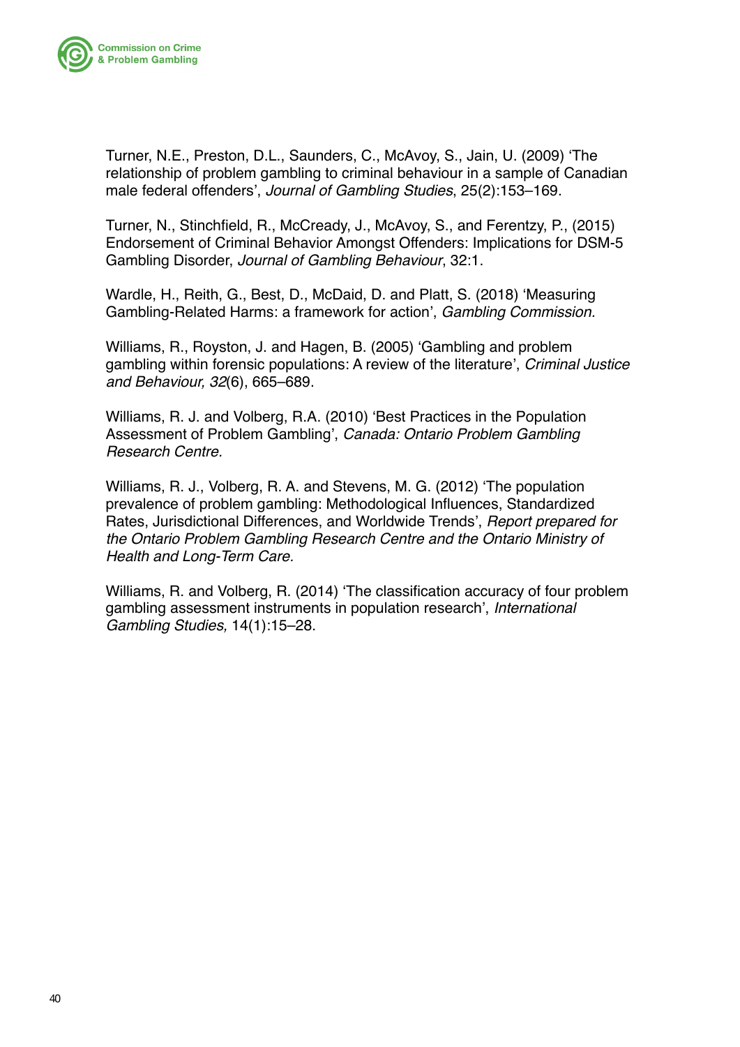Turner, N.E., Preston, D.L., Saunders, C., McAvoy, S., Jain, U. (2009) 'The relationship of problem gambling to criminal behaviour in a sample of Canadian male federal offenders', *Journal of Gambling Studies*, 25(2):153–169.

Turner, N., Stinchfield, R., McCready, J., McAvoy, S., and Ferentzy, P., (2015) Endorsement of Criminal Behavior Amongst Offenders: Implications for DSM-5 Gambling Disorder, *Journal of Gambling Behaviour*, 32:1.

Wardle, H., Reith, G., Best, D., McDaid, D. and Platt, S. (2018) 'Measuring Gambling-Related Harms: a framework for action', *Gambling Commission*.

Williams, R., Royston, J. and Hagen, B. (2005) 'Gambling and problem gambling within forensic populations: A review of the literature', *Criminal Justice and Behaviour, 32*(6), 665–689.

Williams, R. J. and Volberg, R.A. (2010) 'Best Practices in the Population Assessment of Problem Gambling', *Canada: Ontario Problem Gambling Research Centre.*

Williams, R. J., Volberg, R. A. and Stevens, M. G. (2012) 'The population prevalence of problem gambling: Methodological Influences, Standardized Rates, Jurisdictional Differences, and Worldwide Trends', *Report prepared for the Ontario Problem Gambling Research Centre and the Ontario Ministry of Health and Long-Term Care.*

Williams, R. and Volberg, R. (2014) 'The classification accuracy of four problem gambling assessment instruments in population research', *International Gambling Studies,* 14(1):15–28.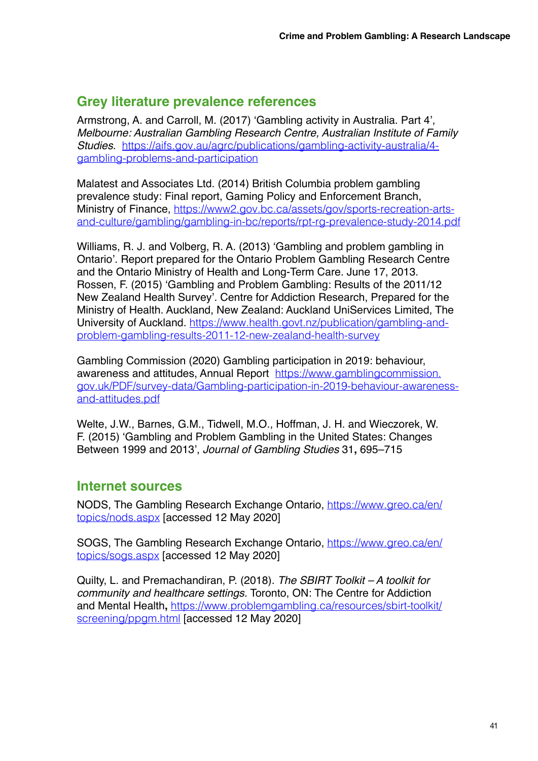## Grey literature prevalence references

Armstrong, A. and Carroll, M. (2017) 'Gambling activity in Australia. Part 4', *Melbourne: Australian Gambling Research Centre, Australian Institute of Family Studies*. https://aifs.gov.au/agrc/publications/gambling-activity-australia/4-gambling-problems-and-participation

Malatest and Associates Ltd. (2014) British Columbia problem gambling prevalence study: Final report, Gaming Policy and Enforcement Branch, Ministry of Finance, https://www2.gov.bc.ca/assets/gov/sports-recreation-arts-and-culture/gambling/gambling-in-bc/reports/rpt-rg-prevalence-study-2014.pdf

Williams, R. J. and Volberg, R. A. (2013) 'Gambling and problem gambling in Ontario'. Report prepared for the Ontario Problem Gambling Research Centre and the Ontario Ministry of Health and Long-Term Care. June 17, 2013. Rossen, F. (2015) 'Gambling and Problem Gambling: Results of the 2011/12 New Zealand Health Survey'. Centre for Addiction Research, Prepared for the Ministry of Health. Auckland, New Zealand: Auckland UniServices Limited, The University of Auckland. https://www.health.govt.nz/publication/gambling-and-problem-gambling-results-2011-12-new-zealand-health-survey

Gambling Commission (2020) Gambling participation in 2019: behaviour, awareness and attitudes, Annual Report https://www.gamblingcommission.gov.uk/PDF/survey-data/Gambling-participation-in-2019-behaviour-awareness-and-attitudes.pdf

Welte, J.W., Barnes, G.M., Tidwell, M.O., Hoffman, J. H. and Wieczorek, W. F. (2015) 'Gambling and Problem Gambling in the United States: Changes Between 1999 and 2013', *Journal of Gambling Studies* 31**,** 695–715

## Internet sources

NODS, The Gambling Research Exchange Ontario, https://www.greo.ca/en/topics/nods.aspx [accessed 12 May 2020]

SOGS, The Gambling Research Exchange Ontario, https://www.greo.ca/en/topics/sogs.aspx [accessed 12 May 2020]

Quilty, L. and Premachandiran, P. (2018). *The SBIRT Toolkit – A toolkit for community and healthcare settings.* Toronto, ON: The Centre for Addiction and Mental Health**,** https://www.problemgambling.ca/resources/sbirt-toolkit/screening/ppgm.html [accessed 12 May 2020]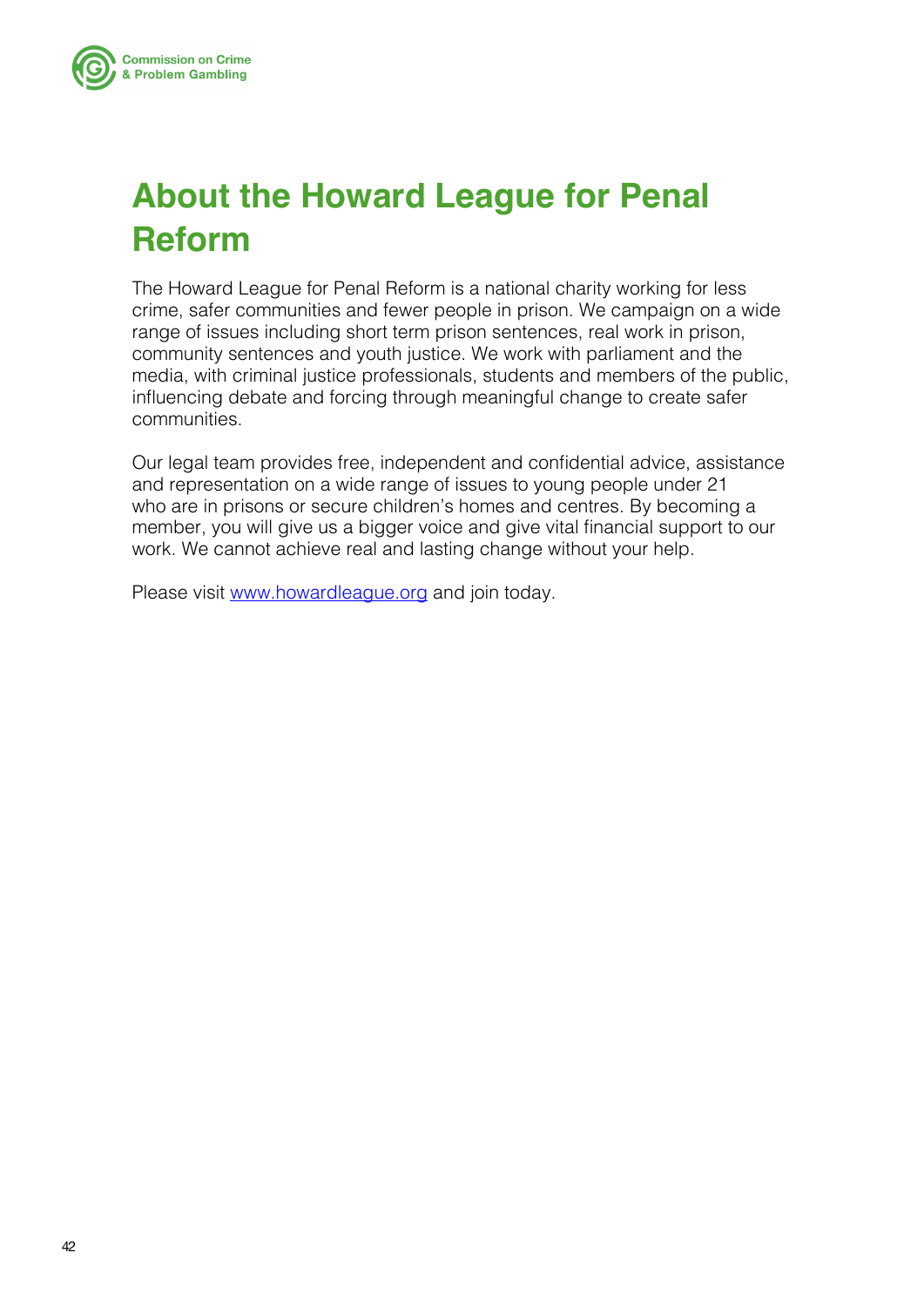# About the Howard League for Penal Reform

The Howard League for Penal Reform is a national charity working for less crime, safer communities and fewer people in prison. We campaign on a wide range of issues including short term prison sentences, real work in prison, community sentences and youth justice. We work with parliament and the media, with criminal justice professionals, students and members of the public, influencing debate and forcing through meaningful change to create safer communities.

Our legal team provides free, independent and confidential advice, assistance and representation on a wide range of issues to young people under 21 who are in prisons or secure children's homes and centres. By becoming a member, you will give us a bigger voice and give vital financial support to our work. We cannot achieve real and lasting change without your help.

Please visit [www.howardleague.org](http://www.howardleague.org) and join today.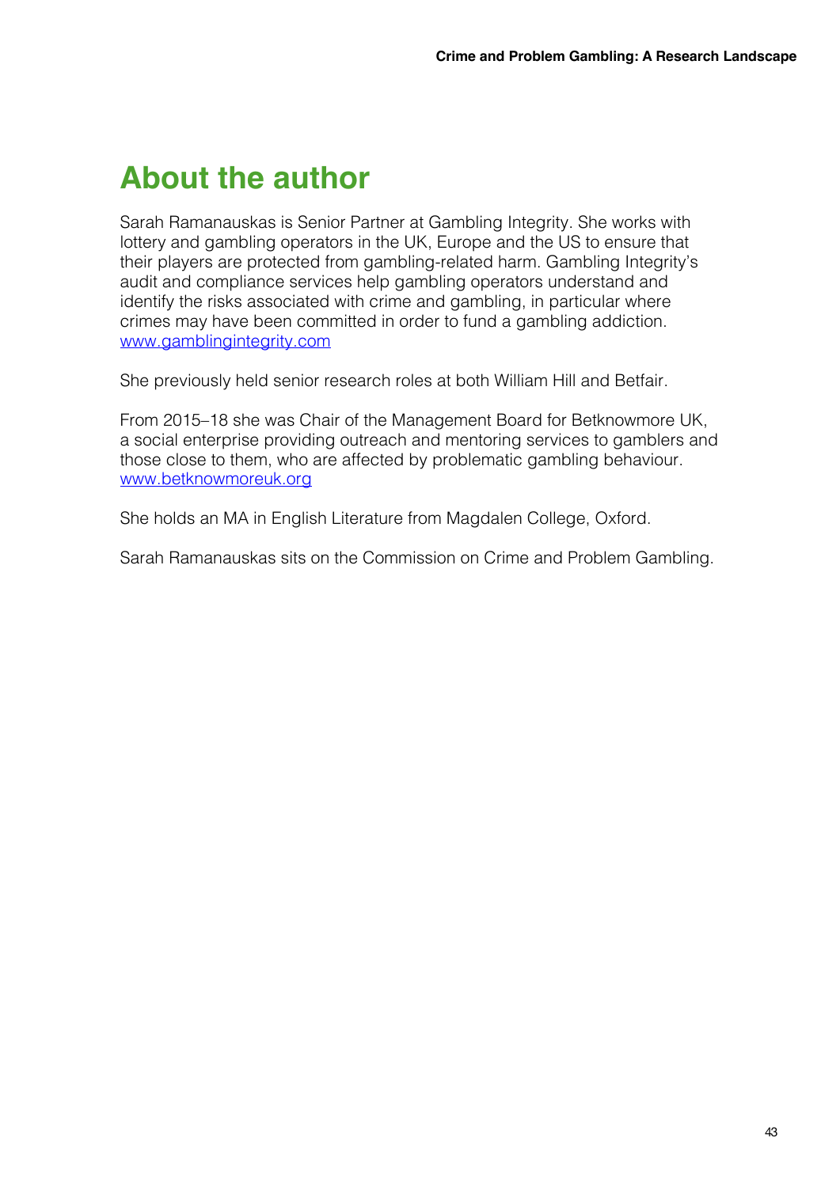# About the author

Sarah Ramanauskas is Senior Partner at Gambling Integrity. She works with lottery and gambling operators in the UK, Europe and the US to ensure that their players are protected from gambling-related harm. Gambling Integrity's audit and compliance services help gambling operators understand and identify the risks associated with crime and gambling, in particular where crimes may have been committed in order to fund a gambling addiction. www.gamblingintegrity.com

She previously held senior research roles at both William Hill and Betfair.

From 2015–18 she was Chair of the Management Board for Betknowmore UK, a social enterprise providing outreach and mentoring services to gamblers and those close to them, who are affected by problematic gambling behaviour. www.betknowmoreuk.org

She holds an MA in English Literature from Magdalen College, Oxford.

Sarah Ramanauskas sits on the Commission on Crime and Problem Gambling.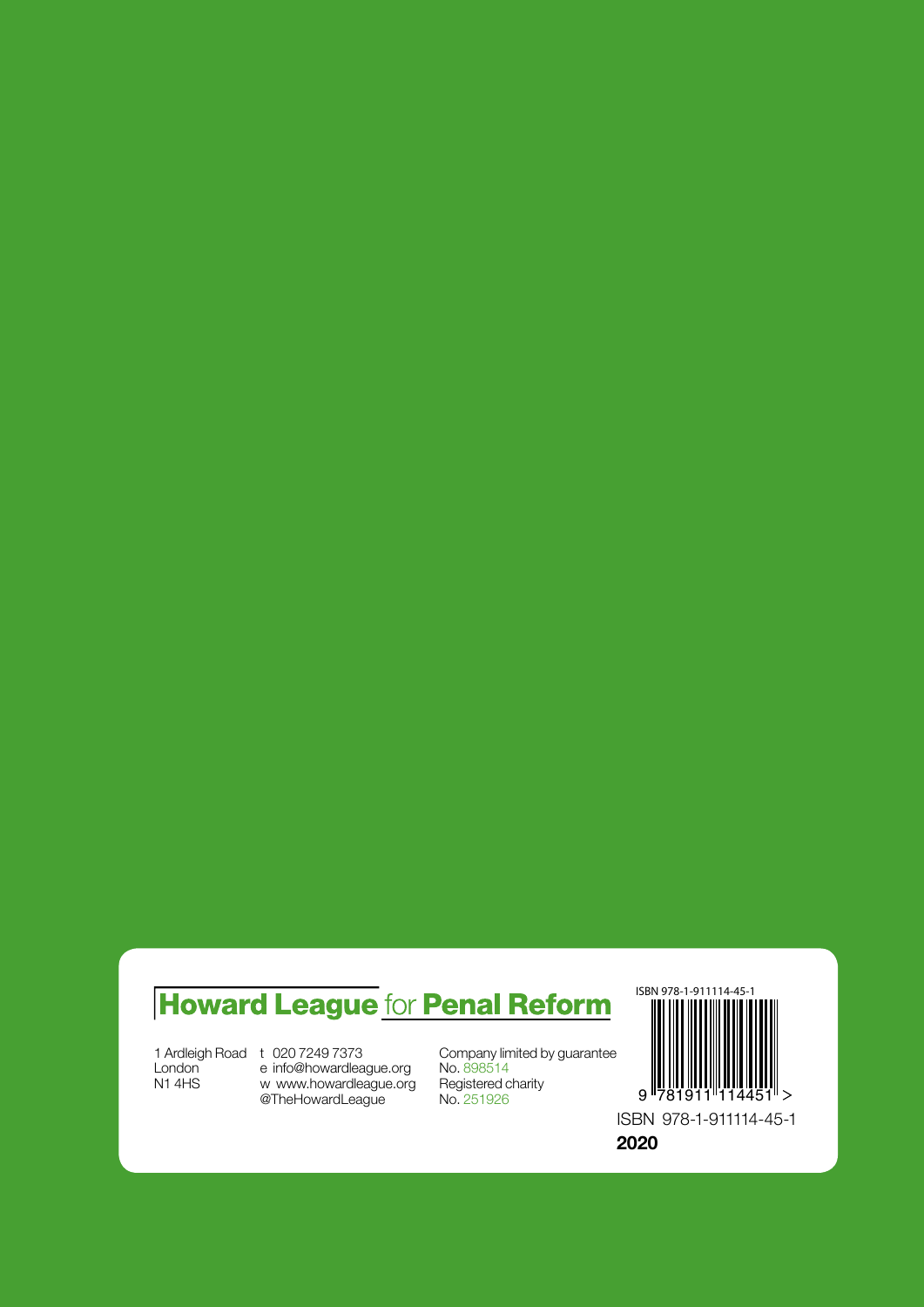**Howard League for Penal Reform**

1 Ardleigh Road
London
N1 4HS

t 020 7249 7373
e info@howardleague.org
w www.howardleague.org
@TheHowardLeague

Company limited by guarantee
No. 898514
Registered charity
No. 251926

ISBN 978-1-911114-45-1

9 781911 114451 >

ISBN 978-1-911114-45-1

**2020**